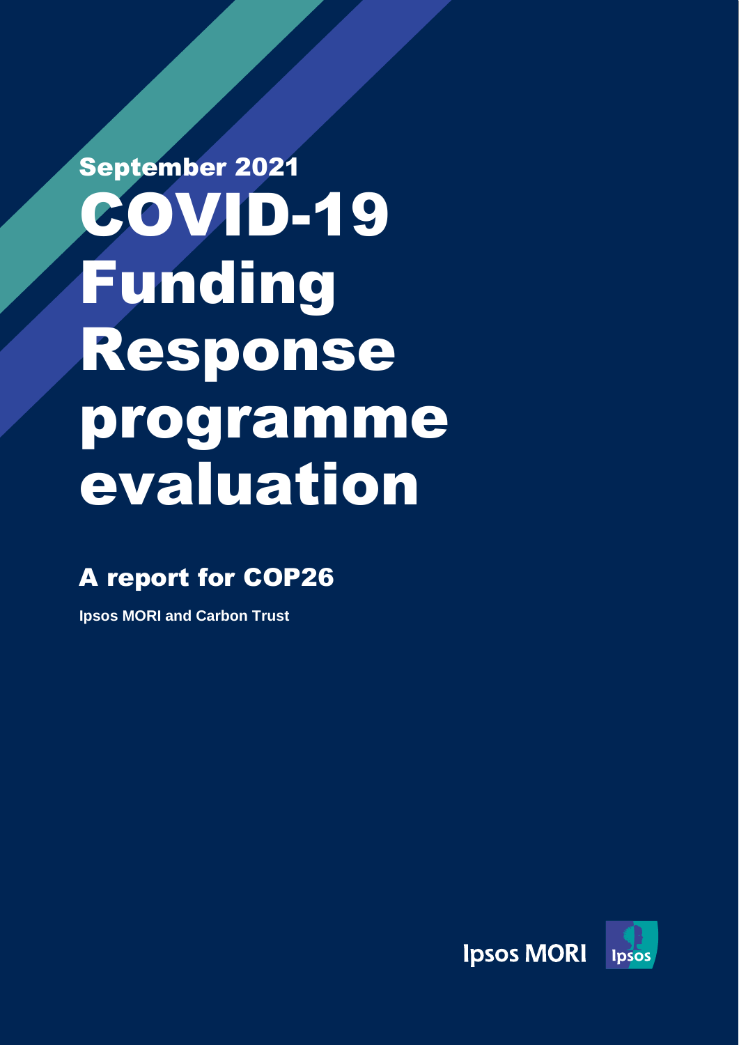September 2021

# COVID-19 Funding Response programme evaluation

## A report for COP26

**Ipsos MORI and Carbon Trust**

Ipsos MORI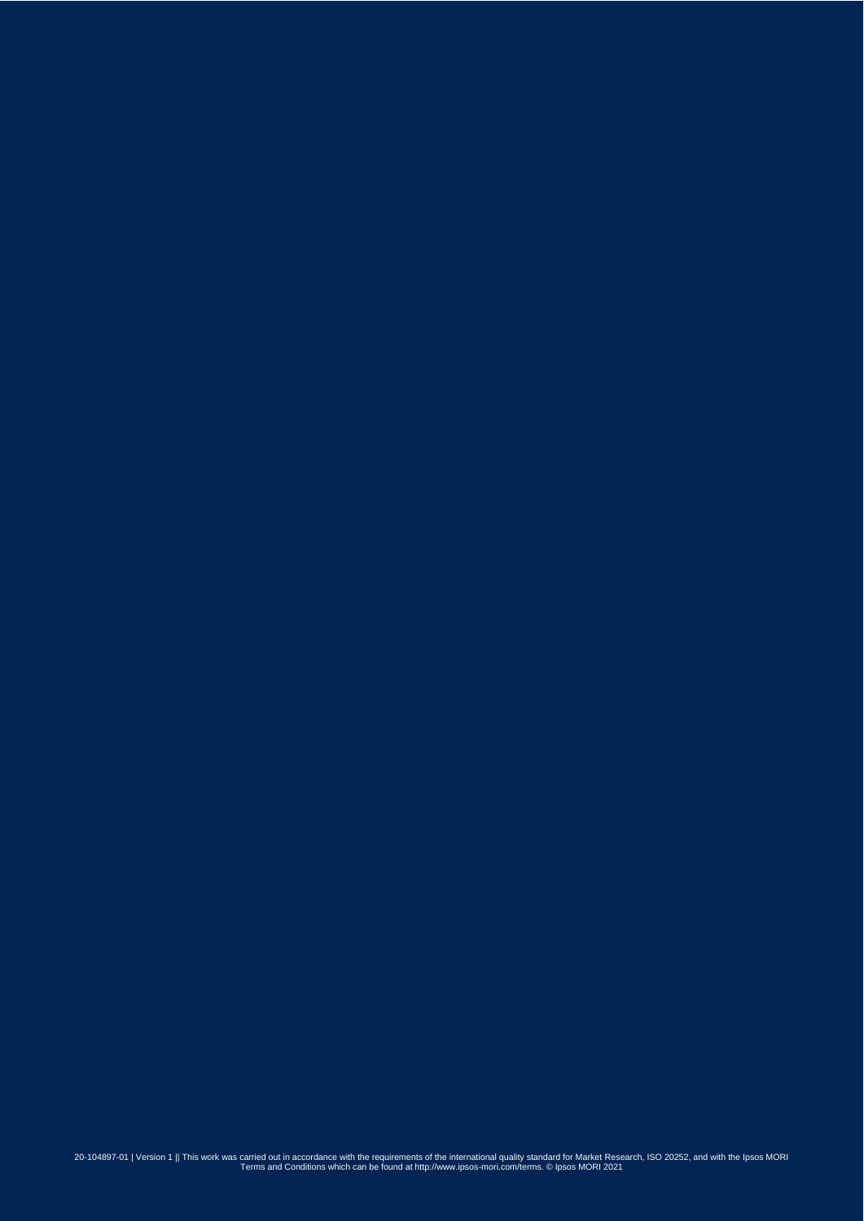20-104897-01 | Version 1 || This work was carried out in accordance with the requirements of the international quality standard for Market Research, ISO 20252, and with the Ipsos MORI Terms and Conditions which can be found at http://www.ipsos-mori.com/terms. © Ipsos MORI 2021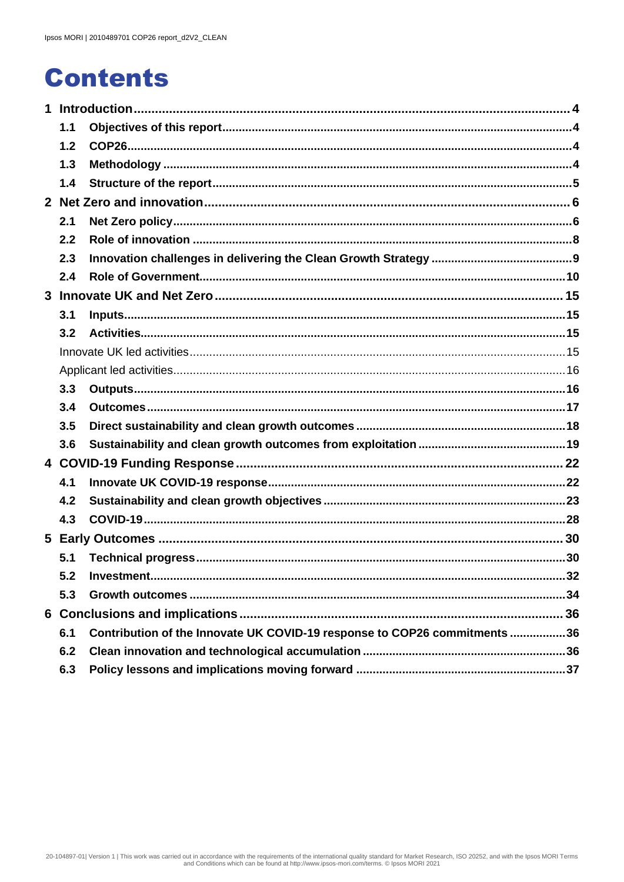# Contents

- 1 Introduction ... 4
  - 1.1 Objectives of this report ... 4
  - 1.2 COP26 ... 4
  - 1.3 Methodology ... 4
  - 1.4 Structure of the report ... 5
- 2 Net Zero and innovation ... 6
  - 2.1 Net Zero policy ... 6
  - 2.2 Role of innovation ... 8
  - 2.3 Innovation challenges in delivering the Clean Growth Strategy ... 9
  - 2.4 Role of Government ... 10
- 3 Innovate UK and Net Zero ... 15
  - 3.1 Inputs ... 15
  - 3.2 Activities ... 15
    - Innovate UK led activities ... 15
    - Applicant led activities ... 16
  - 3.3 Outputs ... 16
  - 3.4 Outcomes ... 17
  - 3.5 Direct sustainability and clean growth outcomes ... 18
  - 3.6 Sustainability and clean growth outcomes from exploitation ... 19
- 4 COVID-19 Funding Response ... 22
  - 4.1 Innovate UK COVID-19 response ... 22
  - 4.2 Sustainability and clean growth objectives ... 23
  - 4.3 COVID-19 ... 28
- 5 Early Outcomes ... 30
  - 5.1 Technical progress ... 30
  - 5.2 Investment ... 32
  - 5.3 Growth outcomes ... 34
- 6 Conclusions and implications ... 36
  - 6.1 Contribution of the Innovate UK COVID-19 response to COP26 commitments ... 36
  - 6.2 Clean innovation and technological accumulation ... 36
  - 6.3 Policy lessons and implications moving forward ... 37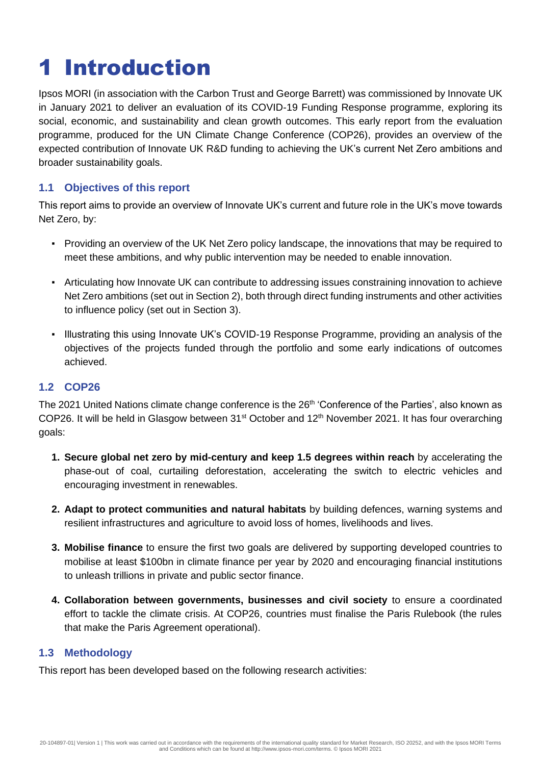# 1 Introduction

Ipsos MORI (in association with the Carbon Trust and George Barrett) was commissioned by Innovate UK in January 2021 to deliver an evaluation of its COVID-19 Funding Response programme, exploring its social, economic, and sustainability and clean growth outcomes. This early report from the evaluation programme, produced for the UN Climate Change Conference (COP26), provides an overview of the expected contribution of Innovate UK R&D funding to achieving the UK's current Net Zero ambitions and broader sustainability goals.

## 1.1 Objectives of this report

This report aims to provide an overview of Innovate UK's current and future role in the UK's move towards Net Zero, by:

- Providing an overview of the UK Net Zero policy landscape, the innovations that may be required to meet these ambitions, and why public intervention may be needed to enable innovation.
- Articulating how Innovate UK can contribute to addressing issues constraining innovation to achieve Net Zero ambitions (set out in Section 2), both through direct funding instruments and other activities to influence policy (set out in Section 3).
- Illustrating this using Innovate UK's COVID-19 Response Programme, providing an analysis of the objectives of the projects funded through the portfolio and some early indications of outcomes achieved.

## 1.2 COP26

The 2021 United Nations climate change conference is the 26th 'Conference of the Parties', also known as COP26. It will be held in Glasgow between 31st October and 12th November 2021. It has four overarching goals:

1. **Secure global net zero by mid-century and keep 1.5 degrees within reach** by accelerating the phase-out of coal, curtailing deforestation, accelerating the switch to electric vehicles and encouraging investment in renewables.
2. **Adapt to protect communities and natural habitats** by building defences, warning systems and resilient infrastructures and agriculture to avoid loss of homes, livelihoods and lives.
3. **Mobilise finance** to ensure the first two goals are delivered by supporting developed countries to mobilise at least $100bn in climate finance per year by 2020 and encouraging financial institutions to unleash trillions in private and public sector finance.
4. **Collaboration between governments, businesses and civil society** to ensure a coordinated effort to tackle the climate crisis. At COP26, countries must finalise the Paris Rulebook (the rules that make the Paris Agreement operational).

## 1.3 Methodology

This report has been developed based on the following research activities: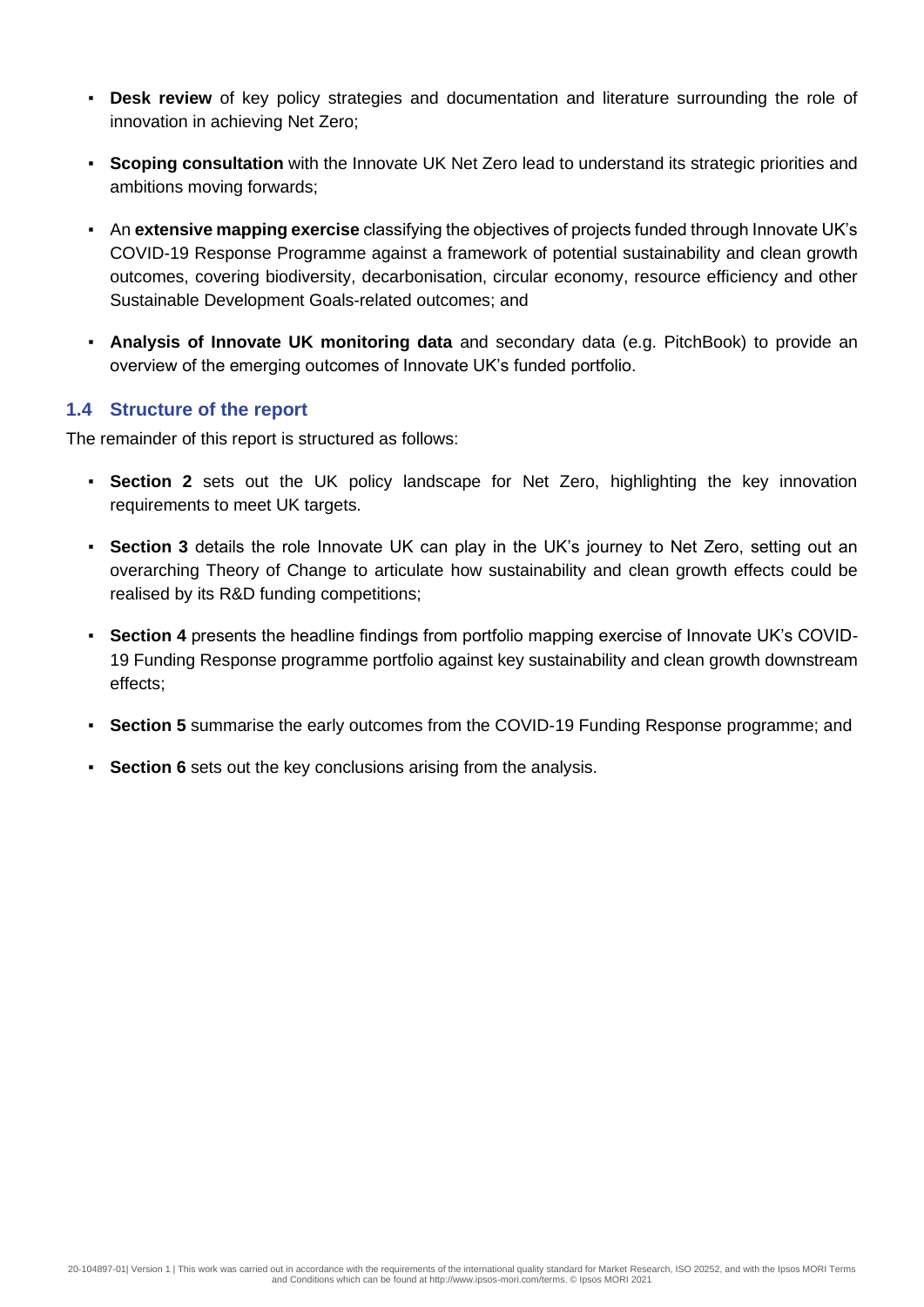- **Desk review** of key policy strategies and documentation and literature surrounding the role of innovation in achieving Net Zero;
- **Scoping consultation** with the Innovate UK Net Zero lead to understand its strategic priorities and ambitions moving forwards;
- An **extensive mapping exercise** classifying the objectives of projects funded through Innovate UK's COVID-19 Response Programme against a framework of potential sustainability and clean growth outcomes, covering biodiversity, decarbonisation, circular economy, resource efficiency and other Sustainable Development Goals-related outcomes; and
- **Analysis of Innovate UK monitoring data** and secondary data (e.g. PitchBook) to provide an overview of the emerging outcomes of Innovate UK's funded portfolio.

## 1.4 Structure of the report

The remainder of this report is structured as follows:

- **Section 2** sets out the UK policy landscape for Net Zero, highlighting the key innovation requirements to meet UK targets.
- **Section 3** details the role Innovate UK can play in the UK's journey to Net Zero, setting out an overarching Theory of Change to articulate how sustainability and clean growth effects could be realised by its R&D funding competitions;
- **Section 4** presents the headline findings from portfolio mapping exercise of Innovate UK's COVID-19 Funding Response programme portfolio against key sustainability and clean growth downstream effects;
- **Section 5** summarise the early outcomes from the COVID-19 Funding Response programme; and
- **Section 6** sets out the key conclusions arising from the analysis.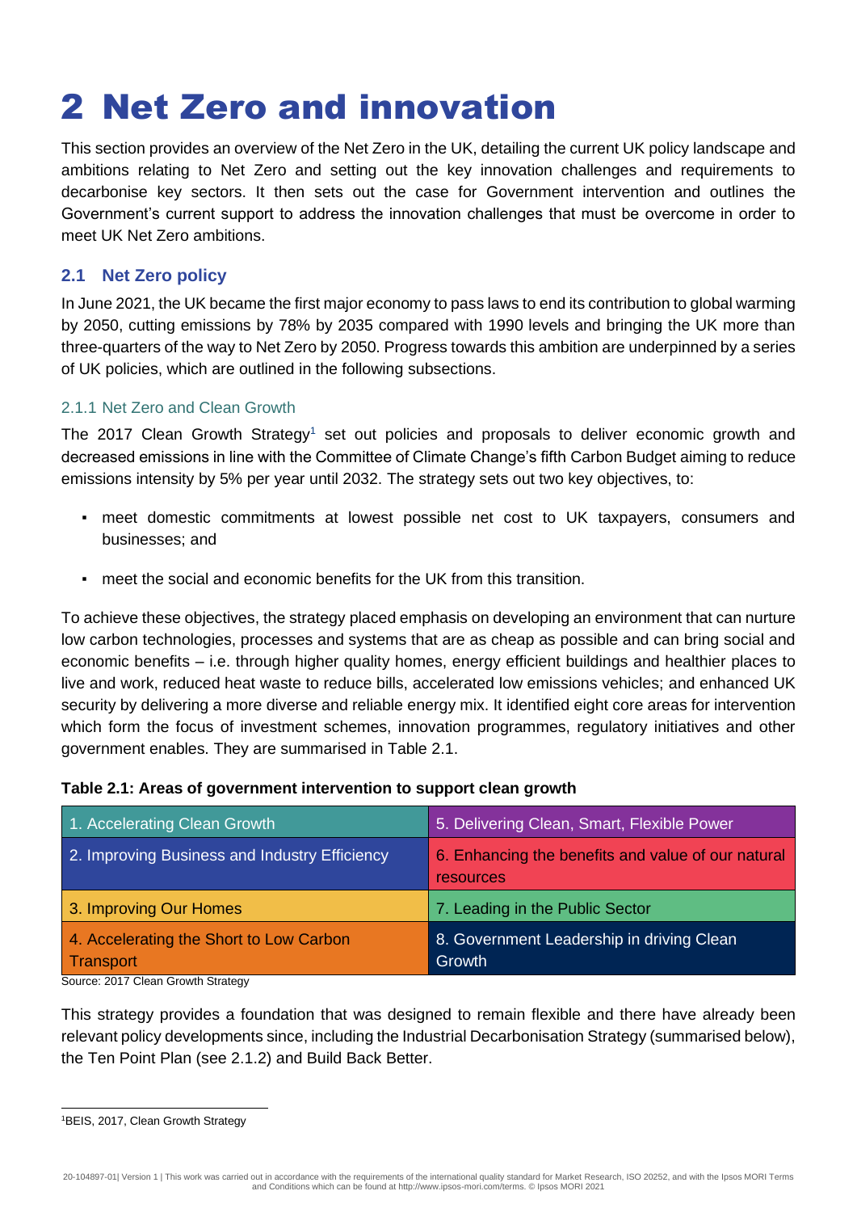# 2 Net Zero and innovation

This section provides an overview of the Net Zero in the UK, detailing the current UK policy landscape and ambitions relating to Net Zero and setting out the key innovation challenges and requirements to decarbonise key sectors. It then sets out the case for Government intervention and outlines the Government's current support to address the innovation challenges that must be overcome in order to meet UK Net Zero ambitions.

## 2.1 Net Zero policy

In June 2021, the UK became the first major economy to pass laws to end its contribution to global warming by 2050, cutting emissions by 78% by 2035 compared with 1990 levels and bringing the UK more than three-quarters of the way to Net Zero by 2050. Progress towards this ambition are underpinned by a series of UK policies, which are outlined in the following subsections.

### 2.1.1 Net Zero and Clean Growth

The 2017 Clean Growth Strategy[1] set out policies and proposals to deliver economic growth and decreased emissions in line with the Committee of Climate Change's fifth Carbon Budget aiming to reduce emissions intensity by 5% per year until 2032. The strategy sets out two key objectives, to:

- meet domestic commitments at lowest possible net cost to UK taxpayers, consumers and businesses; and
- meet the social and economic benefits for the UK from this transition.

To achieve these objectives, the strategy placed emphasis on developing an environment that can nurture low carbon technologies, processes and systems that are as cheap as possible and can bring social and economic benefits – i.e. through higher quality homes, energy efficient buildings and healthier places to live and work, reduced heat waste to reduce bills, accelerated low emissions vehicles; and enhanced UK security by delivering a more diverse and reliable energy mix. It identified eight core areas for intervention which form the focus of investment schemes, innovation programmes, regulatory initiatives and other government enables. They are summarised in Table 2.1.

**Table 2.1: Areas of government intervention to support clean growth**

| | |
|---|---|
| 1. Accelerating Clean Growth | 5. Delivering Clean, Smart, Flexible Power |
| 2. Improving Business and Industry Efficiency | 6. Enhancing the benefits and value of our natural resources |
| 3. Improving Our Homes | 7. Leading in the Public Sector |
| 4. Accelerating the Short to Low Carbon Transport | 8. Government Leadership in driving Clean Growth |

Source: 2017 Clean Growth Strategy

This strategy provides a foundation that was designed to remain flexible and there have already been relevant policy developments since, including the Industrial Decarbonisation Strategy (summarised below), the Ten Point Plan (see 2.1.2) and Build Back Better.

[1] BEIS, 2017, Clean Growth Strategy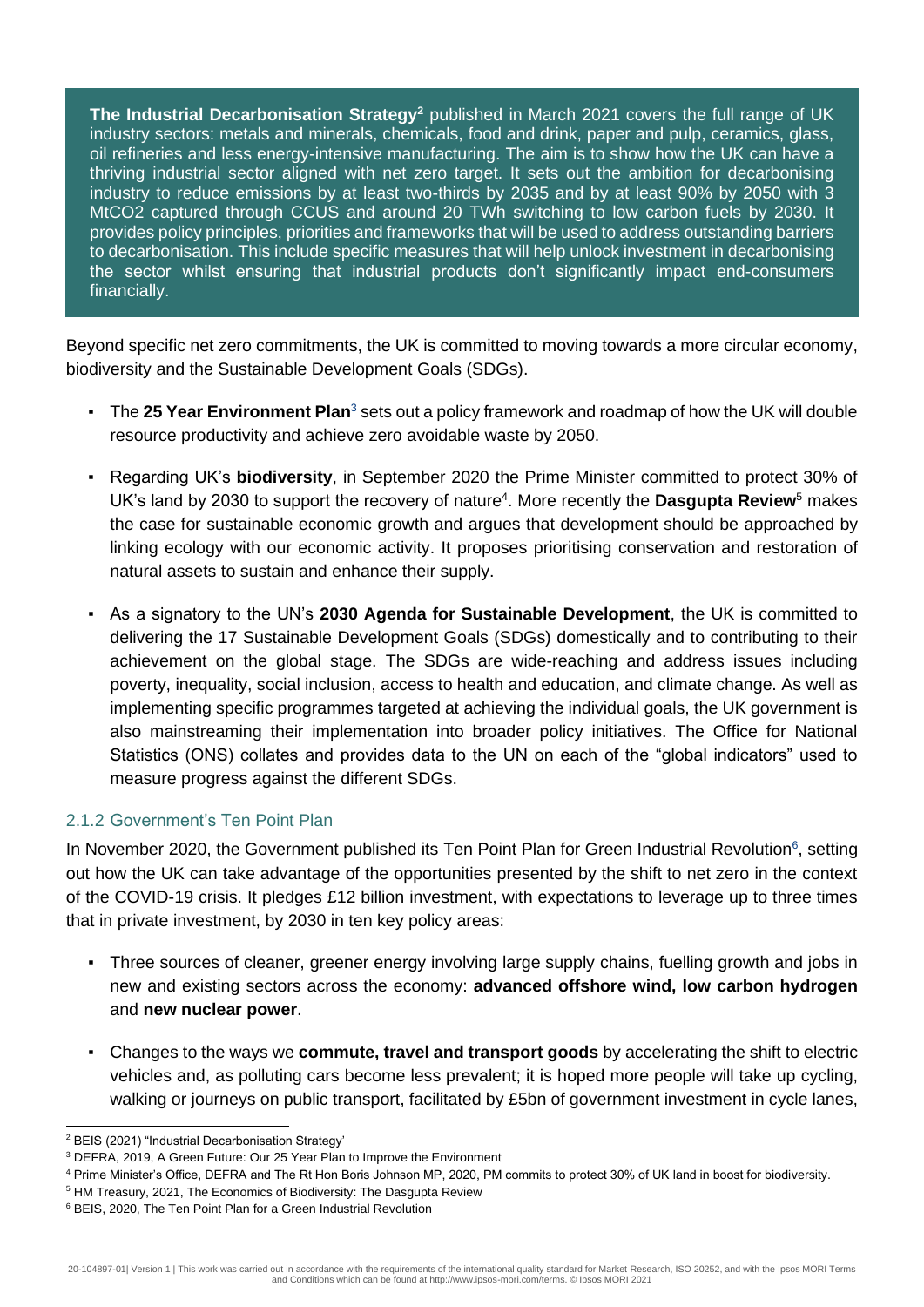**The Industrial Decarbonisation Strategy**[2] published in March 2021 covers the full range of UK industry sectors: metals and minerals, chemicals, food and drink, paper and pulp, ceramics, glass, oil refineries and less energy-intensive manufacturing. The aim is to show how the UK can have a thriving industrial sector aligned with net zero target. It sets out the ambition for decarbonising industry to reduce emissions by at least two-thirds by 2035 and by at least 90% by 2050 with 3 $MtCO_2$ captured through CCUS and around 20 TWh switching to low carbon fuels by 2030. It provides policy principles, priorities and frameworks that will be used to address outstanding barriers to decarbonisation. This include specific measures that will help unlock investment in decarbonising the sector whilst ensuring that industrial products don't significantly impact end-consumers financially.

Beyond specific net zero commitments, the UK is committed to moving towards a more circular economy, biodiversity and the Sustainable Development Goals (SDGs).

- The **25 Year Environment Plan**[3] sets out a policy framework and roadmap of how the UK will double resource productivity and achieve zero avoidable waste by 2050.
- Regarding UK's **biodiversity**, in September 2020 the Prime Minister committed to protect 30% of UK's land by 2030 to support the recovery of nature[4]. More recently the **Dasgupta Review**[5] makes the case for sustainable economic growth and argues that development should be approached by linking ecology with our economic activity. It proposes prioritising conservation and restoration of natural assets to sustain and enhance their supply.
- As a signatory to the UN's **2030 Agenda for Sustainable Development**, the UK is committed to delivering the 17 Sustainable Development Goals (SDGs) domestically and to contributing to their achievement on the global stage. The SDGs are wide-reaching and address issues including poverty, inequality, social inclusion, access to health and education, and climate change. As well as implementing specific programmes targeted at achieving the individual goals, the UK government is also mainstreaming their implementation into broader policy initiatives. The Office for National Statistics (ONS) collates and provides data to the UN on each of the "global indicators" used to measure progress against the different SDGs.

### 2.1.2 Government's Ten Point Plan

In November 2020, the Government published its Ten Point Plan for Green Industrial Revolution[6], setting out how the UK can take advantage of the opportunities presented by the shift to net zero in the context of the COVID-19 crisis. It pledges £12 billion investment, with expectations to leverage up to three times that in private investment, by 2030 in ten key policy areas:

- Three sources of cleaner, greener energy involving large supply chains, fuelling growth and jobs in new and existing sectors across the economy: **advanced offshore wind, low carbon hydrogen** and **new nuclear power**.
- Changes to the ways we **commute, travel and transport goods** by accelerating the shift to electric vehicles and, as polluting cars become less prevalent; it is hoped more people will take up cycling, walking or journeys on public transport, facilitated by £5bn of government investment in cycle lanes,

---

[2] BEIS (2021) "Industrial Decarbonisation Strategy'

[3] DEFRA, 2019, A Green Future: Our 25 Year Plan to Improve the Environment

[4] Prime Minister's Office, DEFRA and The Rt Hon Boris Johnson MP, 2020, PM commits to protect 30% of UK land in boost for biodiversity.

[5] HM Treasury, 2021, The Economics of Biodiversity: The Dasgupta Review

[6] BEIS, 2020, The Ten Point Plan for a Green Industrial Revolution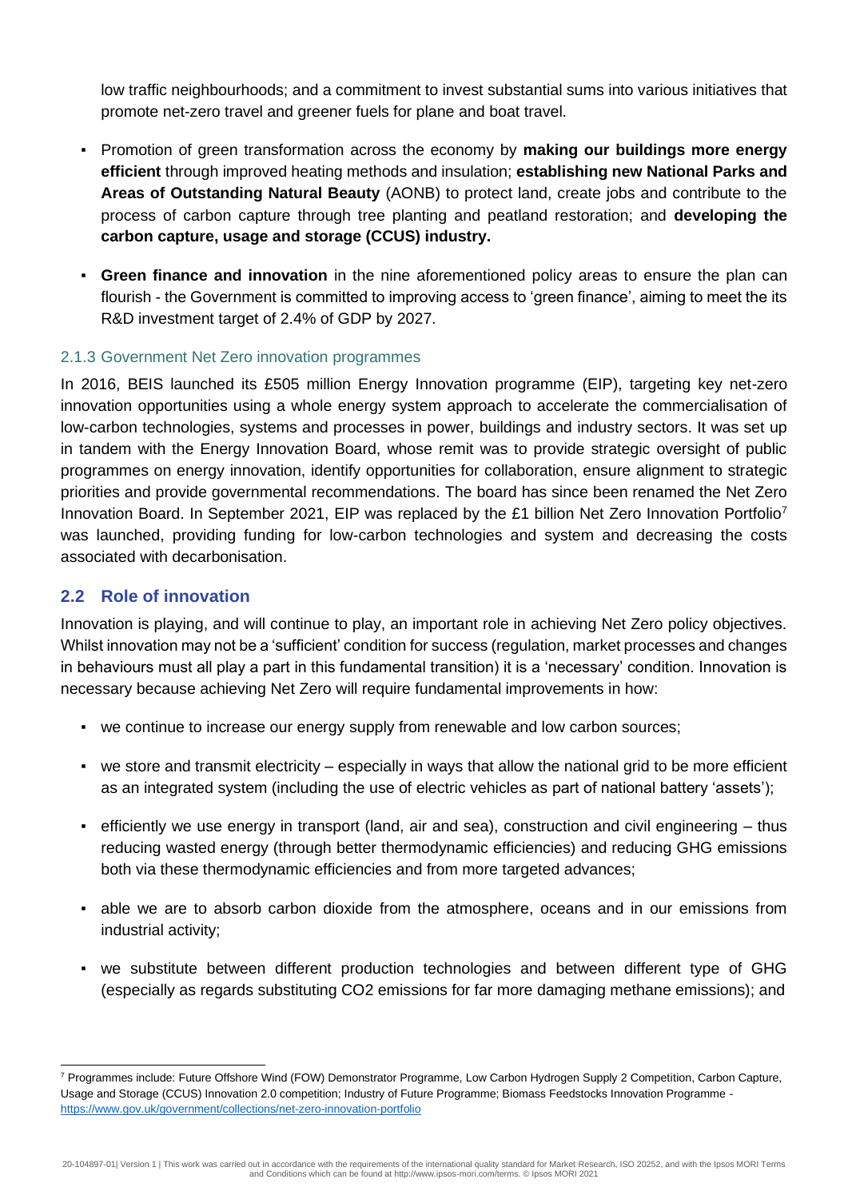low traffic neighbourhoods; and a commitment to invest substantial sums into various initiatives that promote net-zero travel and greener fuels for plane and boat travel.

- Promotion of green transformation across the economy by **making our buildings more energy efficient** through improved heating methods and insulation; **establishing new National Parks and Areas of Outstanding Natural Beauty** (AONB) to protect land, create jobs and contribute to the process of carbon capture through tree planting and peatland restoration; and **developing the carbon capture, usage and storage (CCUS) industry.**

- **Green finance and innovation** in the nine aforementioned policy areas to ensure the plan can flourish - the Government is committed to improving access to 'green finance', aiming to meet the its R&D investment target of 2.4% of GDP by 2027.

### 2.1.3 Government Net Zero innovation programmes

In 2016, BEIS launched its £505 million Energy Innovation programme (EIP), targeting key net-zero innovation opportunities using a whole energy system approach to accelerate the commercialisation of low-carbon technologies, systems and processes in power, buildings and industry sectors. It was set up in tandem with the Energy Innovation Board, whose remit was to provide strategic oversight of public programmes on energy innovation, identify opportunities for collaboration, ensure alignment to strategic priorities and provide governmental recommendations. The board has since been renamed the Net Zero Innovation Board. In September 2021, EIP was replaced by the £1 billion Net Zero Innovation Portfolio[7] was launched, providing funding for low-carbon technologies and system and decreasing the costs associated with decarbonisation.

## 2.2 Role of innovation

Innovation is playing, and will continue to play, an important role in achieving Net Zero policy objectives. Whilst innovation may not be a 'sufficient' condition for success (regulation, market processes and changes in behaviours must all play a part in this fundamental transition) it is a 'necessary' condition. Innovation is necessary because achieving Net Zero will require fundamental improvements in how:

- we continue to increase our energy supply from renewable and low carbon sources;

- we store and transmit electricity – especially in ways that allow the national grid to be more efficient as an integrated system (including the use of electric vehicles as part of national battery 'assets');

- efficiently we use energy in transport (land, air and sea), construction and civil engineering – thus reducing wasted energy (through better thermodynamic efficiencies) and reducing GHG emissions both via these thermodynamic efficiencies and from more targeted advances;

- able we are to absorb carbon dioxide from the atmosphere, oceans and in our emissions from industrial activity;

- we substitute between different production technologies and between different type of GHG (especially as regards substituting $CO_2$ emissions for far more damaging methane emissions); and

[7] Programmes include: Future Offshore Wind (FOW) Demonstrator Programme, Low Carbon Hydrogen Supply 2 Competition, Carbon Capture, Usage and Storage (CCUS) Innovation 2.0 competition; Industry of Future Programme; Biomass Feedstocks Innovation Programme - https://www.gov.uk/government/collections/net-zero-innovation-portfolio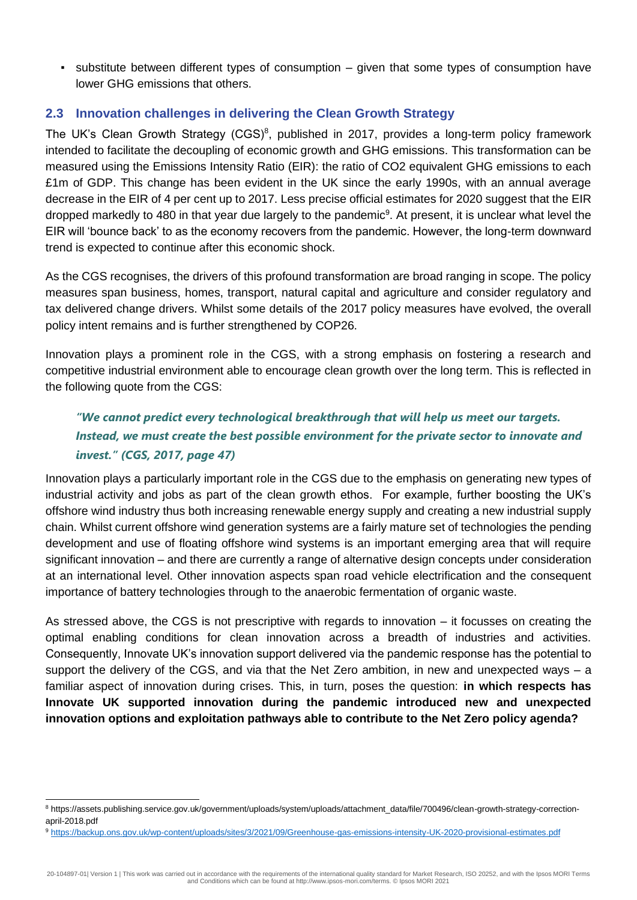- substitute between different types of consumption – given that some types of consumption have lower GHG emissions that others.

## 2.3 Innovation challenges in delivering the Clean Growth Strategy

The UK's Clean Growth Strategy (CGS)[8], published in 2017, provides a long-term policy framework intended to facilitate the decoupling of economic growth and GHG emissions. This transformation can be measured using the Emissions Intensity Ratio (EIR): the ratio of CO2 equivalent GHG emissions to each £1m of GDP. This change has been evident in the UK since the early 1990s, with an annual average decrease in the EIR of 4 per cent up to 2017. Less precise official estimates for 2020 suggest that the EIR dropped markedly to 480 in that year due largely to the pandemic[9]. At present, it is unclear what level the EIR will 'bounce back' to as the economy recovers from the pandemic. However, the long-term downward trend is expected to continue after this economic shock.

As the CGS recognises, the drivers of this profound transformation are broad ranging in scope. The policy measures span business, homes, transport, natural capital and agriculture and consider regulatory and tax delivered change drivers. Whilst some details of the 2017 policy measures have evolved, the overall policy intent remains and is further strengthened by COP26.

Innovation plays a prominent role in the CGS, with a strong emphasis on fostering a research and competitive industrial environment able to encourage clean growth over the long term. This is reflected in the following quote from the CGS:

> ***"We cannot predict every technological breakthrough that will help us meet our targets. Instead, we must create the best possible environment for the private sector to innovate and invest." (CGS, 2017, page 47)***

Innovation plays a particularly important role in the CGS due to the emphasis on generating new types of industrial activity and jobs as part of the clean growth ethos. For example, further boosting the UK's offshore wind industry thus both increasing renewable energy supply and creating a new industrial supply chain. Whilst current offshore wind generation systems are a fairly mature set of technologies the pending development and use of floating offshore wind systems is an important emerging area that will require significant innovation – and there are currently a range of alternative design concepts under consideration at an international level. Other innovation aspects span road vehicle electrification and the consequent importance of battery technologies through to the anaerobic fermentation of organic waste.

As stressed above, the CGS is not prescriptive with regards to innovation – it focusses on creating the optimal enabling conditions for clean innovation across a breadth of industries and activities. Consequently, Innovate UK's innovation support delivered via the pandemic response has the potential to support the delivery of the CGS, and via that the Net Zero ambition, in new and unexpected ways – a familiar aspect of innovation during crises. This, in turn, poses the question: **in which respects has Innovate UK supported innovation during the pandemic introduced new and unexpected innovation options and exploitation pathways able to contribute to the Net Zero policy agenda?**

---

[8] https://assets.publishing.service.gov.uk/government/uploads/system/uploads/attachment_data/file/700496/clean-growth-strategy-correction-april-2018.pdf

[9] https://backup.ons.gov.uk/wp-content/uploads/sites/3/2021/09/Greenhouse-gas-emissions-intensity-UK-2020-provisional-estimates.pdf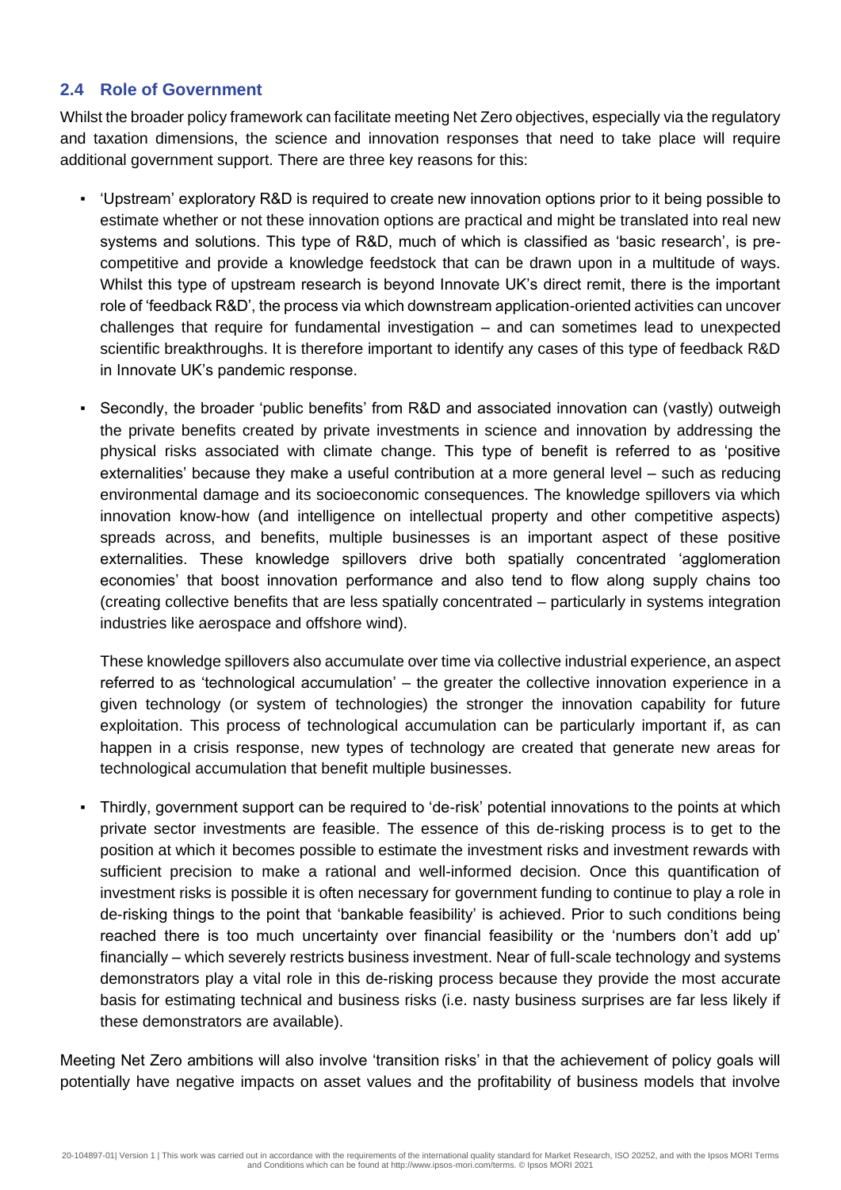### 2.4 Role of Government

Whilst the broader policy framework can facilitate meeting Net Zero objectives, especially via the regulatory and taxation dimensions, the science and innovation responses that need to take place will require additional government support. There are three key reasons for this:

- 'Upstream' exploratory R&D is required to create new innovation options prior to it being possible to estimate whether or not these innovation options are practical and might be translated into real new systems and solutions. This type of R&D, much of which is classified as 'basic research', is pre-competitive and provide a knowledge feedstock that can be drawn upon in a multitude of ways. Whilst this type of upstream research is beyond Innovate UK's direct remit, there is the important role of 'feedback R&D', the process via which downstream application-oriented activities can uncover challenges that require for fundamental investigation – and can sometimes lead to unexpected scientific breakthroughs. It is therefore important to identify any cases of this type of feedback R&D in Innovate UK's pandemic response.

- Secondly, the broader 'public benefits' from R&D and associated innovation can (vastly) outweigh the private benefits created by private investments in science and innovation by addressing the physical risks associated with climate change. This type of benefit is referred to as 'positive externalities' because they make a useful contribution at a more general level – such as reducing environmental damage and its socioeconomic consequences. The knowledge spillovers via which innovation know-how (and intelligence on intellectual property and other competitive aspects) spreads across, and benefits, multiple businesses is an important aspect of these positive externalities. These knowledge spillovers drive both spatially concentrated 'agglomeration economies' that boost innovation performance and also tend to flow along supply chains too (creating collective benefits that are less spatially concentrated – particularly in systems integration industries like aerospace and offshore wind).

  These knowledge spillovers also accumulate over time via collective industrial experience, an aspect referred to as 'technological accumulation' – the greater the collective innovation experience in a given technology (or system of technologies) the stronger the innovation capability for future exploitation. This process of technological accumulation can be particularly important if, as can happen in a crisis response, new types of technology are created that generate new areas for technological accumulation that benefit multiple businesses.

- Thirdly, government support can be required to 'de-risk' potential innovations to the points at which private sector investments are feasible. The essence of this de-risking process is to get to the position at which it becomes possible to estimate the investment risks and investment rewards with sufficient precision to make a rational and well-informed decision. Once this quantification of investment risks is possible it is often necessary for government funding to continue to play a role in de-risking things to the point that 'bankable feasibility' is achieved. Prior to such conditions being reached there is too much uncertainty over financial feasibility or the 'numbers don't add up' financially – which severely restricts business investment. Near of full-scale technology and systems demonstrators play a vital role in this de-risking process because they provide the most accurate basis for estimating technical and business risks (i.e. nasty business surprises are far less likely if these demonstrators are available).

Meeting Net Zero ambitions will also involve 'transition risks' in that the achievement of policy goals will potentially have negative impacts on asset values and the profitability of business models that involve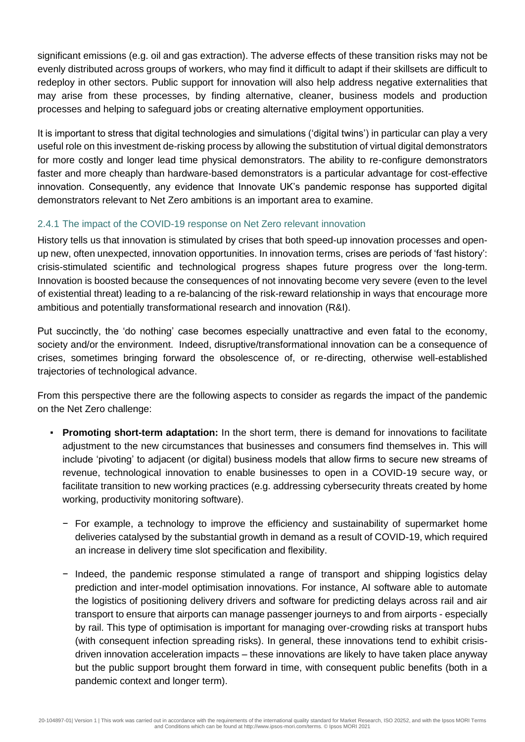significant emissions (e.g. oil and gas extraction). The adverse effects of these transition risks may not be evenly distributed across groups of workers, who may find it difficult to adapt if their skillsets are difficult to redeploy in other sectors. Public support for innovation will also help address negative externalities that may arise from these processes, by finding alternative, cleaner, business models and production processes and helping to safeguard jobs or creating alternative employment opportunities.

It is important to stress that digital technologies and simulations ('digital twins') in particular can play a very useful role on this investment de-risking process by allowing the substitution of virtual digital demonstrators for more costly and longer lead time physical demonstrators. The ability to re-configure demonstrators faster and more cheaply than hardware-based demonstrators is a particular advantage for cost-effective innovation. Consequently, any evidence that Innovate UK's pandemic response has supported digital demonstrators relevant to Net Zero ambitions is an important area to examine.

### 2.4.1 The impact of the COVID-19 response on Net Zero relevant innovation

History tells us that innovation is stimulated by crises that both speed-up innovation processes and open-up new, often unexpected, innovation opportunities. In innovation terms, crises are periods of 'fast history': crisis-stimulated scientific and technological progress shapes future progress over the long-term. Innovation is boosted because the consequences of not innovating become very severe (even to the level of existential threat) leading to a re-balancing of the risk-reward relationship in ways that encourage more ambitious and potentially transformational research and innovation (R&I).

Put succinctly, the 'do nothing' case becomes especially unattractive and even fatal to the economy, society and/or the environment. Indeed, disruptive/transformational innovation can be a consequence of crises, sometimes bringing forward the obsolescence of, or re-directing, otherwise well-established trajectories of technological advance.

From this perspective there are the following aspects to consider as regards the impact of the pandemic on the Net Zero challenge:

- **Promoting short-term adaptation:** In the short term, there is demand for innovations to facilitate adjustment to the new circumstances that businesses and consumers find themselves in. This will include 'pivoting' to adjacent (or digital) business models that allow firms to secure new streams of revenue, technological innovation to enable businesses to open in a COVID-19 secure way, or facilitate transition to new working practices (e.g. addressing cybersecurity threats created by home working, productivity monitoring software).
  - For example, a technology to improve the efficiency and sustainability of supermarket home deliveries catalysed by the substantial growth in demand as a result of COVID-19, which required an increase in delivery time slot specification and flexibility.
  - Indeed, the pandemic response stimulated a range of transport and shipping logistics delay prediction and inter-model optimisation innovations. For instance, AI software able to automate the logistics of positioning delivery drivers and software for predicting delays across rail and air transport to ensure that airports can manage passenger journeys to and from airports - especially by rail. This type of optimisation is important for managing over-crowding risks at transport hubs (with consequent infection spreading risks). In general, these innovations tend to exhibit crisis-driven innovation acceleration impacts – these innovations are likely to have taken place anyway but the public support brought them forward in time, with consequent public benefits (both in a pandemic context and longer term).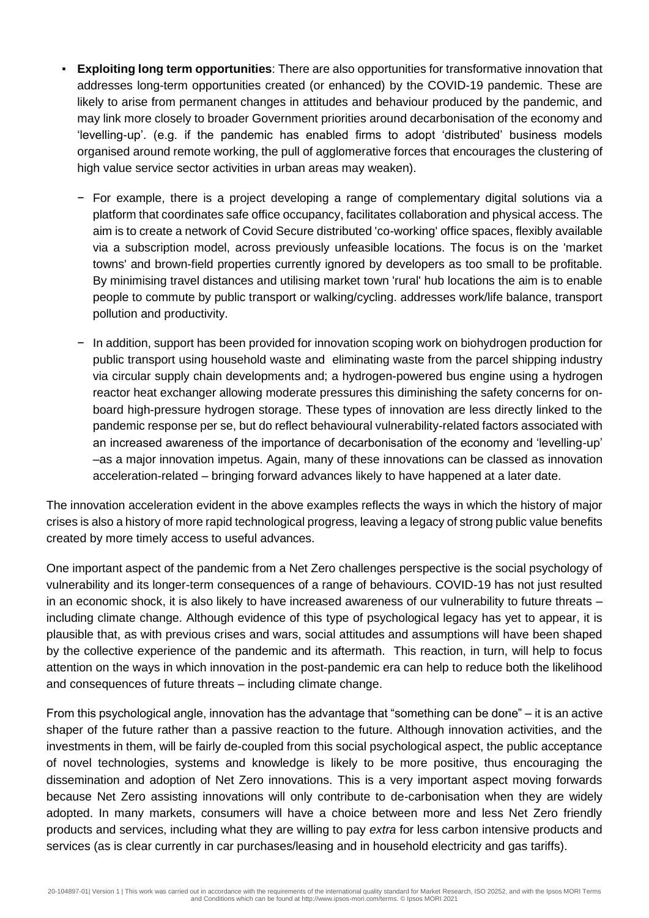- **Exploiting long term opportunities**: There are also opportunities for transformative innovation that addresses long-term opportunities created (or enhanced) by the COVID-19 pandemic. These are likely to arise from permanent changes in attitudes and behaviour produced by the pandemic, and may link more closely to broader Government priorities around decarbonisation of the economy and 'levelling-up'. (e.g. if the pandemic has enabled firms to adopt 'distributed' business models organised around remote working, the pull of agglomerative forces that encourages the clustering of high value service sector activities in urban areas may weaken).
  - For example, there is a project developing a range of complementary digital solutions via a platform that coordinates safe office occupancy, facilitates collaboration and physical access. The aim is to create a network of Covid Secure distributed 'co-working' office spaces, flexibly available via a subscription model, across previously unfeasible locations. The focus is on the 'market towns' and brown-field properties currently ignored by developers as too small to be profitable. By minimising travel distances and utilising market town 'rural' hub locations the aim is to enable people to commute by public transport or walking/cycling. addresses work/life balance, transport pollution and productivity.
  - In addition, support has been provided for innovation scoping work on biohydrogen production for public transport using household waste and eliminating waste from the parcel shipping industry via circular supply chain developments and; a hydrogen-powered bus engine using a hydrogen reactor heat exchanger allowing moderate pressures this diminishing the safety concerns for on-board high-pressure hydrogen storage. These types of innovation are less directly linked to the pandemic response per se, but do reflect behavioural vulnerability-related factors associated with an increased awareness of the importance of decarbonisation of the economy and 'levelling-up' –as a major innovation impetus. Again, many of these innovations can be classed as innovation acceleration-related – bringing forward advances likely to have happened at a later date.

The innovation acceleration evident in the above examples reflects the ways in which the history of major crises is also a history of more rapid technological progress, leaving a legacy of strong public value benefits created by more timely access to useful advances.

One important aspect of the pandemic from a Net Zero challenges perspective is the social psychology of vulnerability and its longer-term consequences of a range of behaviours. COVID-19 has not just resulted in an economic shock, it is also likely to have increased awareness of our vulnerability to future threats – including climate change. Although evidence of this type of psychological legacy has yet to appear, it is plausible that, as with previous crises and wars, social attitudes and assumptions will have been shaped by the collective experience of the pandemic and its aftermath. This reaction, in turn, will help to focus attention on the ways in which innovation in the post-pandemic era can help to reduce both the likelihood and consequences of future threats – including climate change.

From this psychological angle, innovation has the advantage that "something can be done" – it is an active shaper of the future rather than a passive reaction to the future. Although innovation activities, and the investments in them, will be fairly de-coupled from this social psychological aspect, the public acceptance of novel technologies, systems and knowledge is likely to be more positive, thus encouraging the dissemination and adoption of Net Zero innovations. This is a very important aspect moving forwards because Net Zero assisting innovations will only contribute to de-carbonisation when they are widely adopted. In many markets, consumers will have a choice between more and less Net Zero friendly products and services, including what they are willing to pay *extra* for less carbon intensive products and services (as is clear currently in car purchases/leasing and in household electricity and gas tariffs).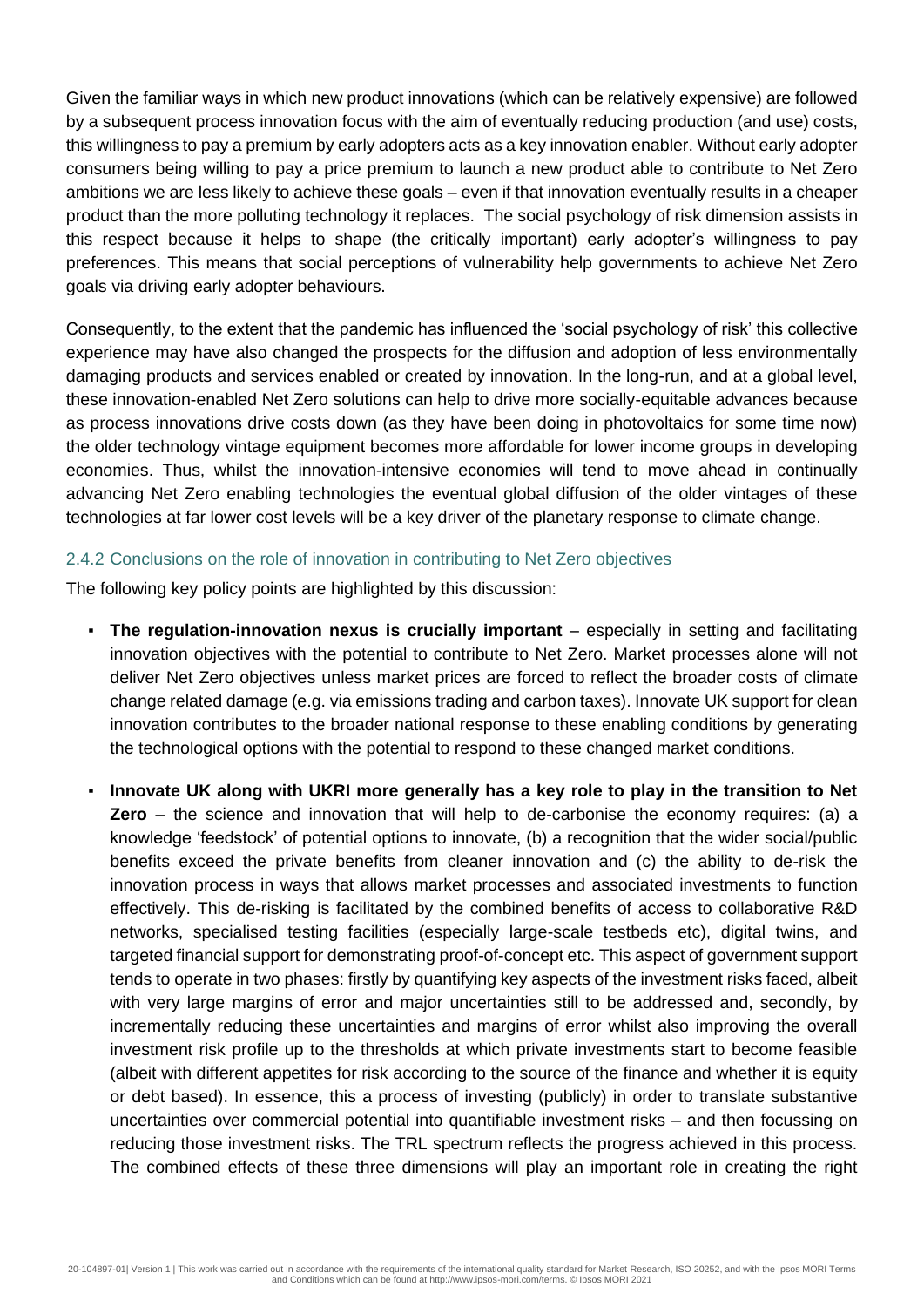Given the familiar ways in which new product innovations (which can be relatively expensive) are followed by a subsequent process innovation focus with the aim of eventually reducing production (and use) costs, this willingness to pay a premium by early adopters acts as a key innovation enabler. Without early adopter consumers being willing to pay a price premium to launch a new product able to contribute to Net Zero ambitions we are less likely to achieve these goals – even if that innovation eventually results in a cheaper product than the more polluting technology it replaces. The social psychology of risk dimension assists in this respect because it helps to shape (the critically important) early adopter's willingness to pay preferences. This means that social perceptions of vulnerability help governments to achieve Net Zero goals via driving early adopter behaviours.

Consequently, to the extent that the pandemic has influenced the 'social psychology of risk' this collective experience may have also changed the prospects for the diffusion and adoption of less environmentally damaging products and services enabled or created by innovation. In the long-run, and at a global level, these innovation-enabled Net Zero solutions can help to drive more socially-equitable advances because as process innovations drive costs down (as they have been doing in photovoltaics for some time now) the older technology vintage equipment becomes more affordable for lower income groups in developing economies. Thus, whilst the innovation-intensive economies will tend to move ahead in continually advancing Net Zero enabling technologies the eventual global diffusion of the older vintages of these technologies at far lower cost levels will be a key driver of the planetary response to climate change.

### 2.4.2 Conclusions on the role of innovation in contributing to Net Zero objectives

The following key policy points are highlighted by this discussion:

- **The regulation-innovation nexus is crucially important** – especially in setting and facilitating innovation objectives with the potential to contribute to Net Zero. Market processes alone will not deliver Net Zero objectives unless market prices are forced to reflect the broader costs of climate change related damage (e.g. via emissions trading and carbon taxes). Innovate UK support for clean innovation contributes to the broader national response to these enabling conditions by generating the technological options with the potential to respond to these changed market conditions.
- **Innovate UK along with UKRI more generally has a key role to play in the transition to Net Zero** – the science and innovation that will help to de-carbonise the economy requires: (a) a knowledge 'feedstock' of potential options to innovate, (b) a recognition that the wider social/public benefits exceed the private benefits from cleaner innovation and (c) the ability to de-risk the innovation process in ways that allows market processes and associated investments to function effectively. This de-risking is facilitated by the combined benefits of access to collaborative R&D networks, specialised testing facilities (especially large-scale testbeds etc), digital twins, and targeted financial support for demonstrating proof-of-concept etc. This aspect of government support tends to operate in two phases: firstly by quantifying key aspects of the investment risks faced, albeit with very large margins of error and major uncertainties still to be addressed and, secondly, by incrementally reducing these uncertainties and margins of error whilst also improving the overall investment risk profile up to the thresholds at which private investments start to become feasible (albeit with different appetites for risk according to the source of the finance and whether it is equity or debt based). In essence, this a process of investing (publicly) in order to translate substantive uncertainties over commercial potential into quantifiable investment risks – and then focussing on reducing those investment risks. The TRL spectrum reflects the progress achieved in this process. The combined effects of these three dimensions will play an important role in creating the right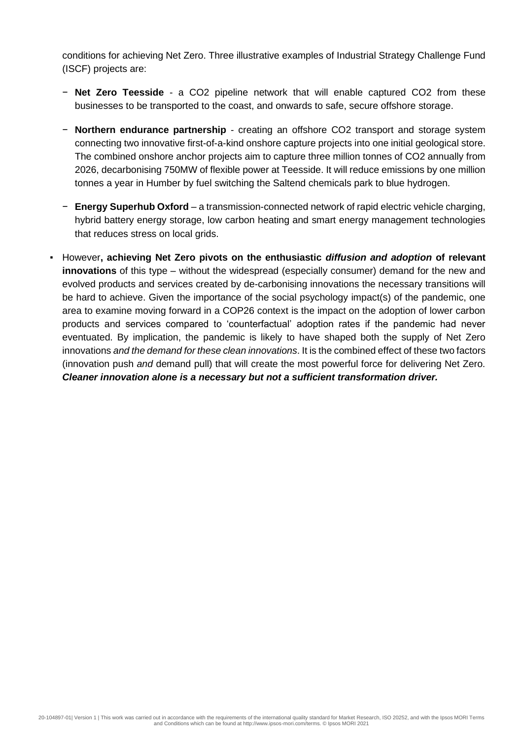conditions for achieving Net Zero. Three illustrative examples of Industrial Strategy Challenge Fund (ISCF) projects are:

- **Net Zero Teesside** - a $CO_2$ pipeline network that will enable captured $CO_2$ from these businesses to be transported to the coast, and onwards to safe, secure offshore storage.
- **Northern endurance partnership** - creating an offshore $CO_2$ transport and storage system connecting two innovative first-of-a-kind onshore capture projects into one initial geological store. The combined onshore anchor projects aim to capture three million tonnes of $CO_2$ annually from 2026, decarbonising 750MW of flexible power at Teesside. It will reduce emissions by one million tonnes a year in Humber by fuel switching the Saltend chemicals park to blue hydrogen.
- **Energy Superhub Oxford** – a transmission-connected network of rapid electric vehicle charging, hybrid battery energy storage, low carbon heating and smart energy management technologies that reduces stress on local grids.

- However**, achieving Net Zero pivots on the enthusiastic *diffusion and adoption* of relevant innovations** of this type – without the widespread (especially consumer) demand for the new and evolved products and services created by de-carbonising innovations the necessary transitions will be hard to achieve. Given the importance of the social psychology impact(s) of the pandemic, one area to examine moving forward in a COP26 context is the impact on the adoption of lower carbon products and services compared to 'counterfactual' adoption rates if the pandemic had never eventuated. By implication, the pandemic is likely to have shaped both the supply of Net Zero innovations *and the demand for these clean innovations*. It is the combined effect of these two factors (innovation push *and* demand pull) that will create the most powerful force for delivering Net Zero. ***Cleaner innovation alone is a necessary but not a sufficient transformation driver.***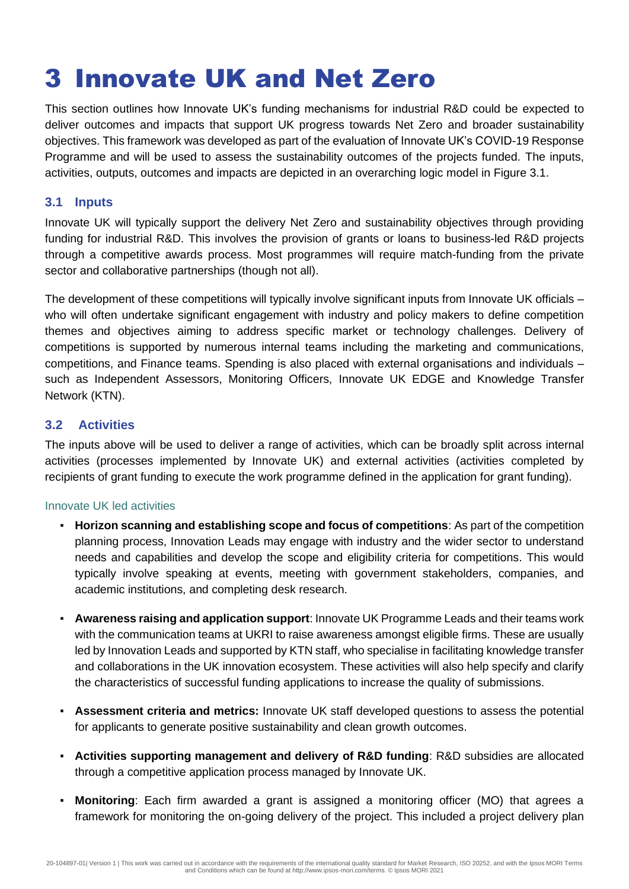# 3 Innovate UK and Net Zero

This section outlines how Innovate UK's funding mechanisms for industrial R&D could be expected to deliver outcomes and impacts that support UK progress towards Net Zero and broader sustainability objectives. This framework was developed as part of the evaluation of Innovate UK's COVID-19 Response Programme and will be used to assess the sustainability outcomes of the projects funded. The inputs, activities, outputs, outcomes and impacts are depicted in an overarching logic model in Figure 3.1.

## 3.1 Inputs

Innovate UK will typically support the delivery Net Zero and sustainability objectives through providing funding for industrial R&D. This involves the provision of grants or loans to business-led R&D projects through a competitive awards process. Most programmes will require match-funding from the private sector and collaborative partnerships (though not all).

The development of these competitions will typically involve significant inputs from Innovate UK officials – who will often undertake significant engagement with industry and policy makers to define competition themes and objectives aiming to address specific market or technology challenges. Delivery of competitions is supported by numerous internal teams including the marketing and communications, competitions, and Finance teams. Spending is also placed with external organisations and individuals – such as Independent Assessors, Monitoring Officers, Innovate UK EDGE and Knowledge Transfer Network (KTN).

## 3.2 Activities

The inputs above will be used to deliver a range of activities, which can be broadly split across internal activities (processes implemented by Innovate UK) and external activities (activities completed by recipients of grant funding to execute the work programme defined in the application for grant funding).

### Innovate UK led activities

- **Horizon scanning and establishing scope and focus of competitions**: As part of the competition planning process, Innovation Leads may engage with industry and the wider sector to understand needs and capabilities and develop the scope and eligibility criteria for competitions. This would typically involve speaking at events, meeting with government stakeholders, companies, and academic institutions, and completing desk research.
- **Awareness raising and application support**: Innovate UK Programme Leads and their teams work with the communication teams at UKRI to raise awareness amongst eligible firms. These are usually led by Innovation Leads and supported by KTN staff, who specialise in facilitating knowledge transfer and collaborations in the UK innovation ecosystem. These activities will also help specify and clarify the characteristics of successful funding applications to increase the quality of submissions.
- **Assessment criteria and metrics:** Innovate UK staff developed questions to assess the potential for applicants to generate positive sustainability and clean growth outcomes.
- **Activities supporting management and delivery of R&D funding**: R&D subsidies are allocated through a competitive application process managed by Innovate UK.
- **Monitoring**: Each firm awarded a grant is assigned a monitoring officer (MO) that agrees a framework for monitoring the on-going delivery of the project. This included a project delivery plan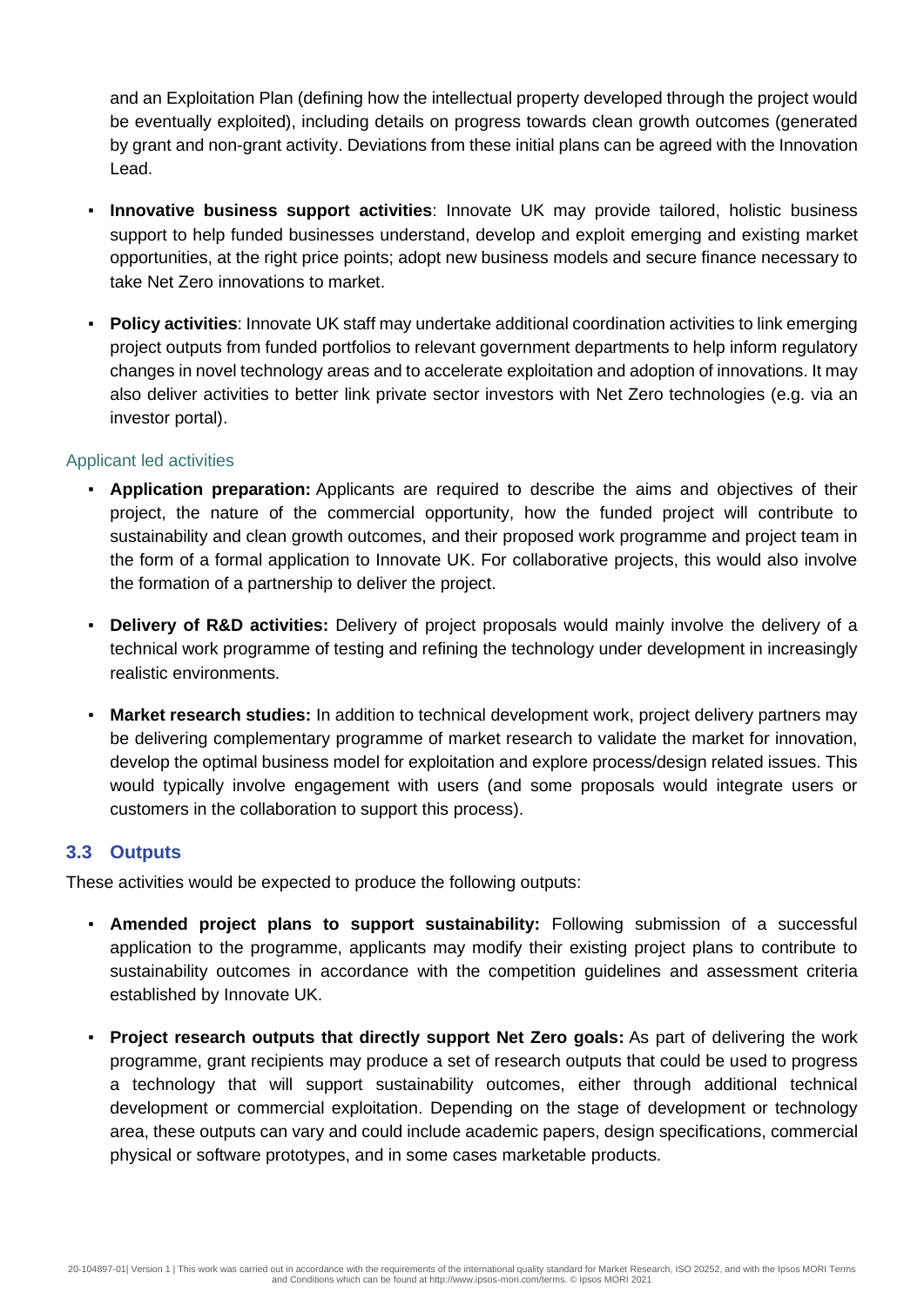and an Exploitation Plan (defining how the intellectual property developed through the project would be eventually exploited), including details on progress towards clean growth outcomes (generated by grant and non-grant activity. Deviations from these initial plans can be agreed with the Innovation Lead.

- **Innovative business support activities**: Innovate UK may provide tailored, holistic business support to help funded businesses understand, develop and exploit emerging and existing market opportunities, at the right price points; adopt new business models and secure finance necessary to take Net Zero innovations to market.

- **Policy activities**: Innovate UK staff may undertake additional coordination activities to link emerging project outputs from funded portfolios to relevant government departments to help inform regulatory changes in novel technology areas and to accelerate exploitation and adoption of innovations. It may also deliver activities to better link private sector investors with Net Zero technologies (e.g. via an investor portal).

#### Applicant led activities

- **Application preparation:** Applicants are required to describe the aims and objectives of their project, the nature of the commercial opportunity, how the funded project will contribute to sustainability and clean growth outcomes, and their proposed work programme and project team in the form of a formal application to Innovate UK. For collaborative projects, this would also involve the formation of a partnership to deliver the project.

- **Delivery of R&D activities:** Delivery of project proposals would mainly involve the delivery of a technical work programme of testing and refining the technology under development in increasingly realistic environments.

- **Market research studies:** In addition to technical development work, project delivery partners may be delivering complementary programme of market research to validate the market for innovation, develop the optimal business model for exploitation and explore process/design related issues. This would typically involve engagement with users (and some proposals would integrate users or customers in the collaboration to support this process).

### 3.3 Outputs

These activities would be expected to produce the following outputs:

- **Amended project plans to support sustainability:** Following submission of a successful application to the programme, applicants may modify their existing project plans to contribute to sustainability outcomes in accordance with the competition guidelines and assessment criteria established by Innovate UK.

- **Project research outputs that directly support Net Zero goals:** As part of delivering the work programme, grant recipients may produce a set of research outputs that could be used to progress a technology that will support sustainability outcomes, either through additional technical development or commercial exploitation. Depending on the stage of development or technology area, these outputs can vary and could include academic papers, design specifications, commercial physical or software prototypes, and in some cases marketable products.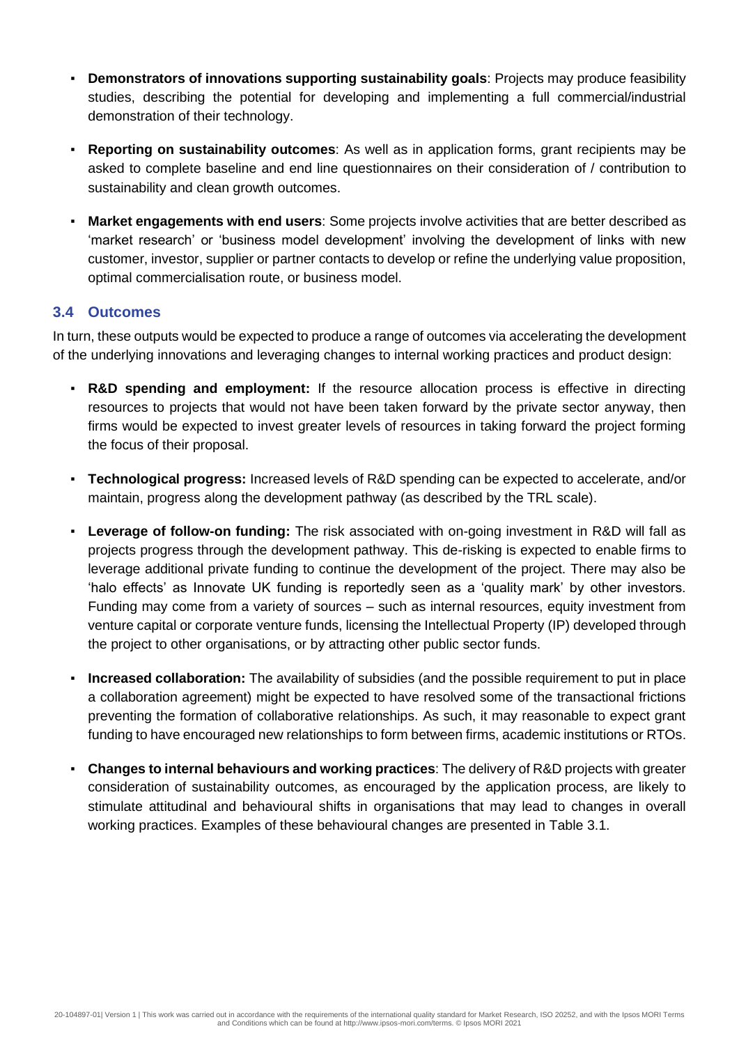- **Demonstrators of innovations supporting sustainability goals**: Projects may produce feasibility studies, describing the potential for developing and implementing a full commercial/industrial demonstration of their technology.
- **Reporting on sustainability outcomes**: As well as in application forms, grant recipients may be asked to complete baseline and end line questionnaires on their consideration of / contribution to sustainability and clean growth outcomes.
- **Market engagements with end users**: Some projects involve activities that are better described as 'market research' or 'business model development' involving the development of links with new customer, investor, supplier or partner contacts to develop or refine the underlying value proposition, optimal commercialisation route, or business model.

## 3.4 Outcomes

In turn, these outputs would be expected to produce a range of outcomes via accelerating the development of the underlying innovations and leveraging changes to internal working practices and product design:

- **R&D spending and employment:** If the resource allocation process is effective in directing resources to projects that would not have been taken forward by the private sector anyway, then firms would be expected to invest greater levels of resources in taking forward the project forming the focus of their proposal.
- **Technological progress:** Increased levels of R&D spending can be expected to accelerate, and/or maintain, progress along the development pathway (as described by the TRL scale).
- **Leverage of follow-on funding:** The risk associated with on-going investment in R&D will fall as projects progress through the development pathway. This de-risking is expected to enable firms to leverage additional private funding to continue the development of the project. There may also be 'halo effects' as Innovate UK funding is reportedly seen as a 'quality mark' by other investors. Funding may come from a variety of sources – such as internal resources, equity investment from venture capital or corporate venture funds, licensing the Intellectual Property (IP) developed through the project to other organisations, or by attracting other public sector funds.
- **Increased collaboration:** The availability of subsidies (and the possible requirement to put in place a collaboration agreement) might be expected to have resolved some of the transactional frictions preventing the formation of collaborative relationships. As such, it may reasonable to expect grant funding to have encouraged new relationships to form between firms, academic institutions or RTOs.
- **Changes to internal behaviours and working practices**: The delivery of R&D projects with greater consideration of sustainability outcomes, as encouraged by the application process, are likely to stimulate attitudinal and behavioural shifts in organisations that may lead to changes in overall working practices. Examples of these behavioural changes are presented in Table 3.1.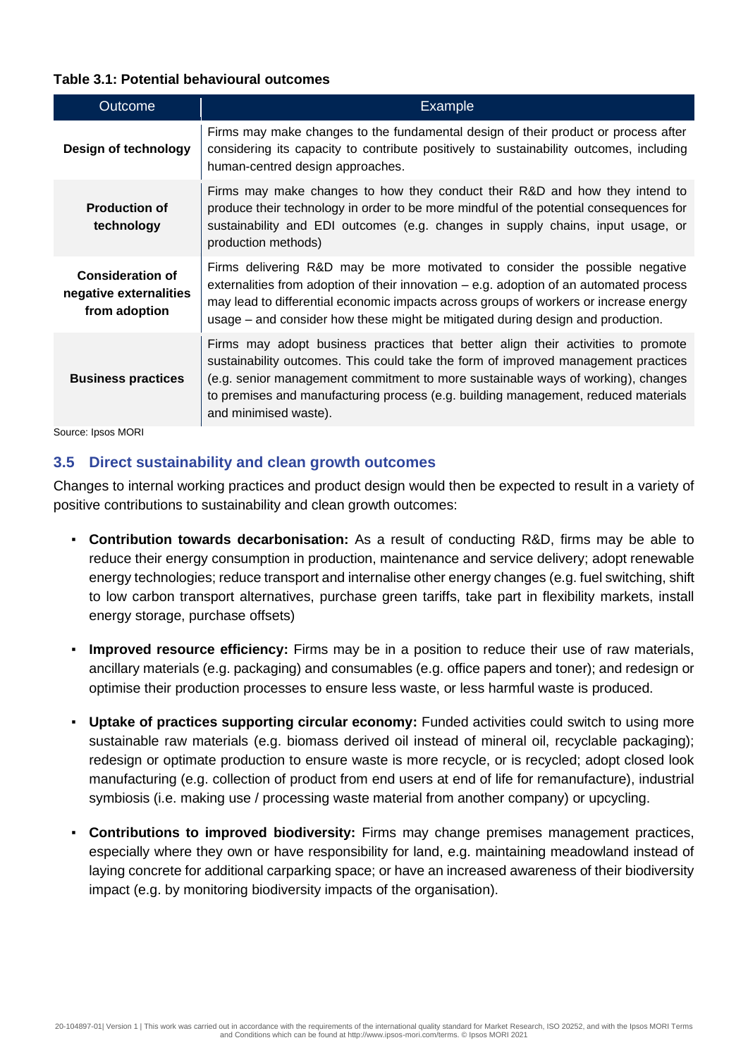**Table 3.1: Potential behavioural outcomes**

| Outcome | Example |
|---|---|
| **Design of technology** | Firms may make changes to the fundamental design of their product or process after considering its capacity to contribute positively to sustainability outcomes, including human-centred design approaches. |
| **Production of technology** | Firms may make changes to how they conduct their R&D and how they intend to produce their technology in order to be more mindful of the potential consequences for sustainability and EDI outcomes (e.g. changes in supply chains, input usage, or production methods) |
| **Consideration of negative externalities from adoption** | Firms delivering R&D may be more motivated to consider the possible negative externalities from adoption of their innovation – e.g. adoption of an automated process may lead to differential economic impacts across groups of workers or increase energy usage – and consider how these might be mitigated during design and production. |
| **Business practices** | Firms may adopt business practices that better align their activities to promote sustainability outcomes. This could take the form of improved management practices (e.g. senior management commitment to more sustainable ways of working), changes to premises and manufacturing process (e.g. building management, reduced materials and minimised waste). |

Source: Ipsos MORI

## 3.5 Direct sustainability and clean growth outcomes

Changes to internal working practices and product design would then be expected to result in a variety of positive contributions to sustainability and clean growth outcomes:

- **Contribution towards decarbonisation:** As a result of conducting R&D, firms may be able to reduce their energy consumption in production, maintenance and service delivery; adopt renewable energy technologies; reduce transport and internalise other energy changes (e.g. fuel switching, shift to low carbon transport alternatives, purchase green tariffs, take part in flexibility markets, install energy storage, purchase offsets)
- **Improved resource efficiency:** Firms may be in a position to reduce their use of raw materials, ancillary materials (e.g. packaging) and consumables (e.g. office papers and toner); and redesign or optimise their production processes to ensure less waste, or less harmful waste is produced.
- **Uptake of practices supporting circular economy:** Funded activities could switch to using more sustainable raw materials (e.g. biomass derived oil instead of mineral oil, recyclable packaging); redesign or optimate production to ensure waste is more recycle, or is recycled; adopt closed look manufacturing (e.g. collection of product from end users at end of life for remanufacture), industrial symbiosis (i.e. making use / processing waste material from another company) or upcycling.
- **Contributions to improved biodiversity:** Firms may change premises management practices, especially where they own or have responsibility for land, e.g. maintaining meadowland instead of laying concrete for additional carparking space; or have an increased awareness of their biodiversity impact (e.g. by monitoring biodiversity impacts of the organisation).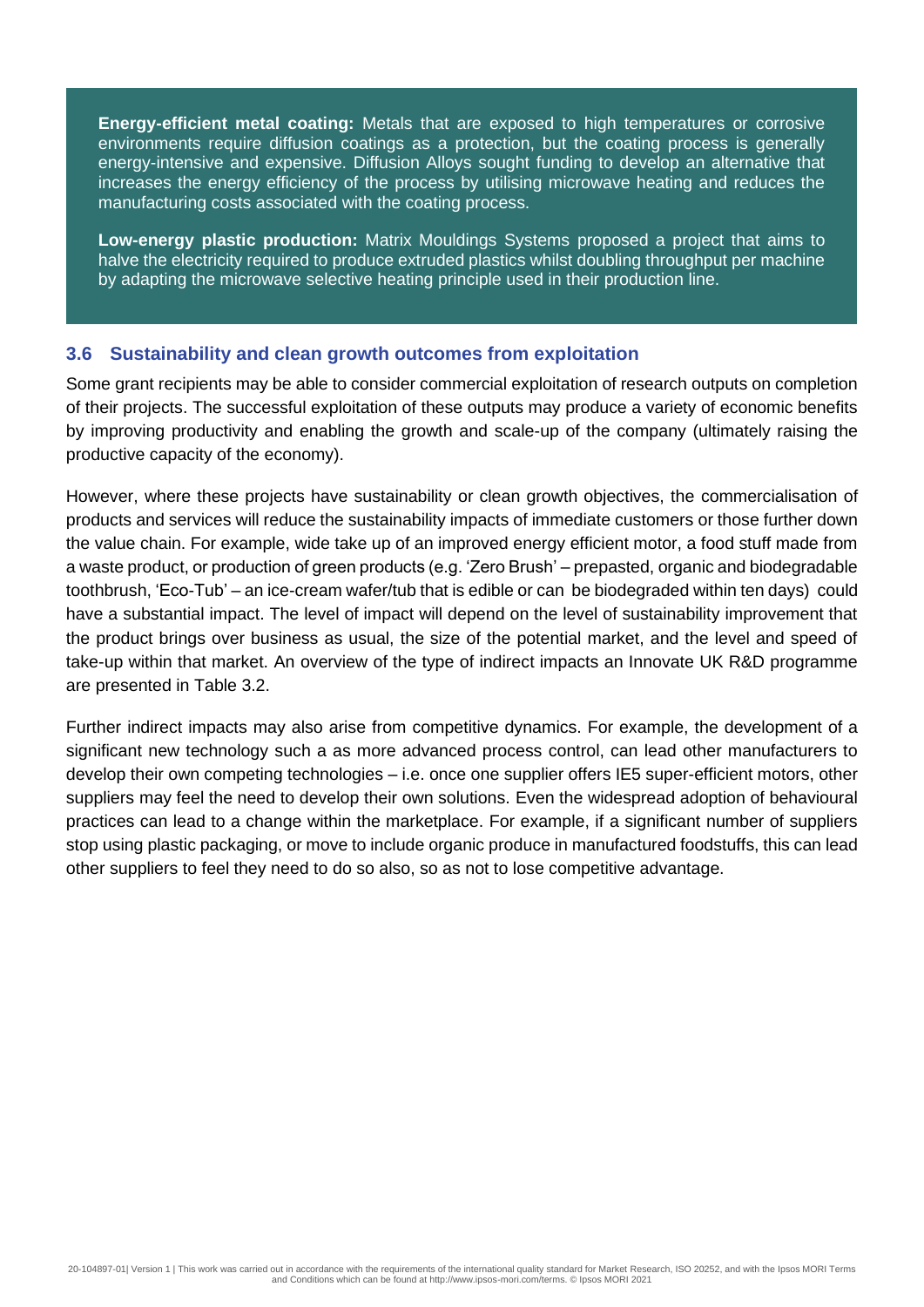**Energy-efficient metal coating:** Metals that are exposed to high temperatures or corrosive environments require diffusion coatings as a protection, but the coating process is generally energy-intensive and expensive. Diffusion Alloys sought funding to develop an alternative that increases the energy efficiency of the process by utilising microwave heating and reduces the manufacturing costs associated with the coating process.

**Low-energy plastic production:** Matrix Mouldings Systems proposed a project that aims to halve the electricity required to produce extruded plastics whilst doubling throughput per machine by adapting the microwave selective heating principle used in their production line.

### 3.6 Sustainability and clean growth outcomes from exploitation

Some grant recipients may be able to consider commercial exploitation of research outputs on completion of their projects. The successful exploitation of these outputs may produce a variety of economic benefits by improving productivity and enabling the growth and scale-up of the company (ultimately raising the productive capacity of the economy).

However, where these projects have sustainability or clean growth objectives, the commercialisation of products and services will reduce the sustainability impacts of immediate customers or those further down the value chain. For example, wide take up of an improved energy efficient motor, a food stuff made from a waste product, or production of green products (e.g. 'Zero Brush' – prepasted, organic and biodegradable toothbrush, 'Eco-Tub' – an ice-cream wafer/tub that is edible or can be biodegraded within ten days) could have a substantial impact. The level of impact will depend on the level of sustainability improvement that the product brings over business as usual, the size of the potential market, and the level and speed of take-up within that market. An overview of the type of indirect impacts an Innovate UK R&D programme are presented in Table 3.2.

Further indirect impacts may also arise from competitive dynamics. For example, the development of a significant new technology such a as more advanced process control, can lead other manufacturers to develop their own competing technologies – i.e. once one supplier offers IE5 super-efficient motors, other suppliers may feel the need to develop their own solutions. Even the widespread adoption of behavioural practices can lead to a change within the marketplace. For example, if a significant number of suppliers stop using plastic packaging, or move to include organic produce in manufactured foodstuffs, this can lead other suppliers to feel they need to do so also, so as not to lose competitive advantage.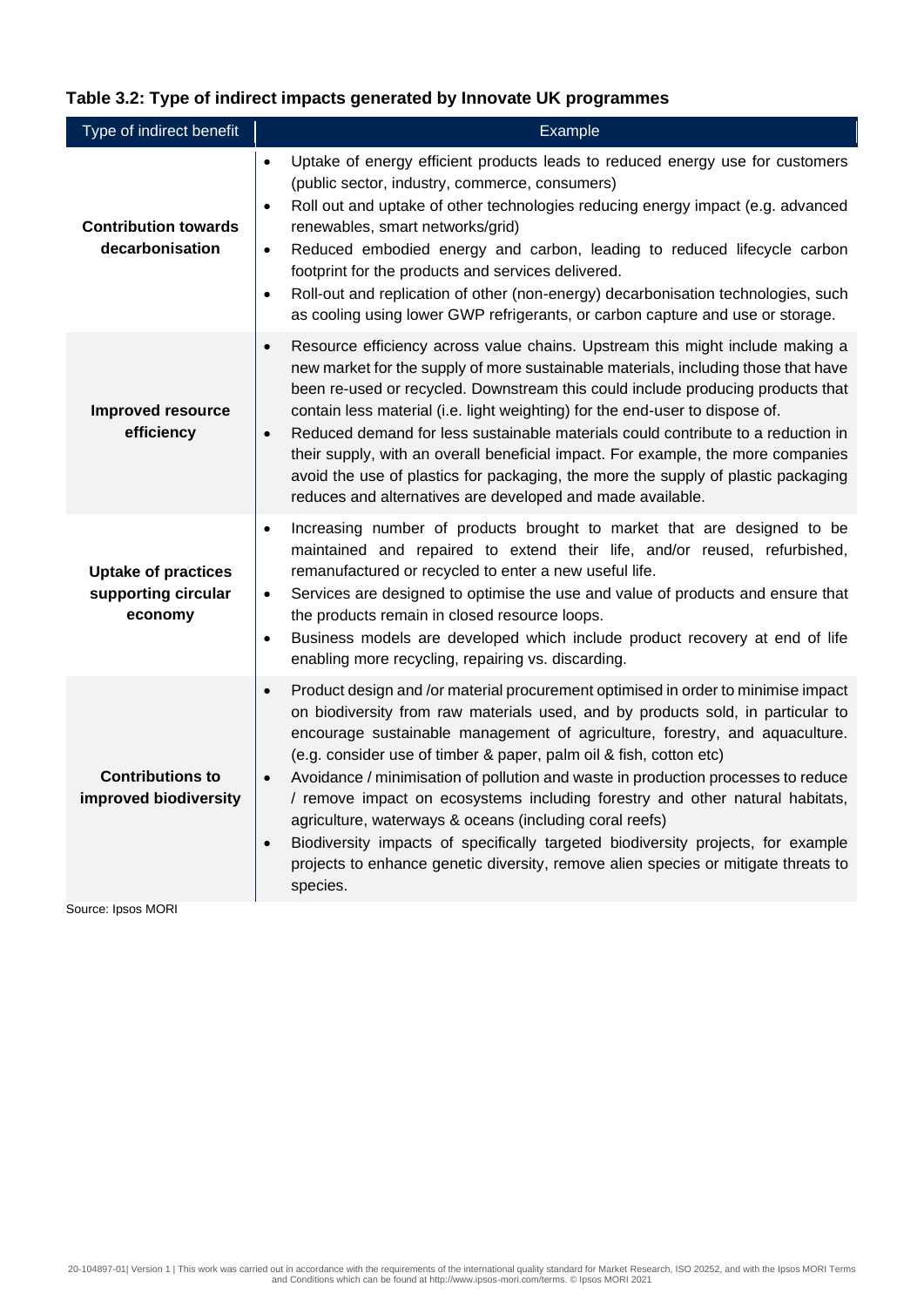**Table 3.2: Type of indirect impacts generated by Innovate UK programmes**

| Type of indirect benefit | Example |
|---|---|
| **Contribution towards decarbonisation** | • Uptake of energy efficient products leads to reduced energy use for customers (public sector, industry, commerce, consumers)<br>• Roll out and uptake of other technologies reducing energy impact (e.g. advanced renewables, smart networks/grid)<br>• Reduced embodied energy and carbon, leading to reduced lifecycle carbon footprint for the products and services delivered.<br>• Roll-out and replication of other (non-energy) decarbonisation technologies, such as cooling using lower GWP refrigerants, or carbon capture and use or storage. |
| **Improved resource efficiency** | • Resource efficiency across value chains. Upstream this might include making a new market for the supply of more sustainable materials, including those that have been re-used or recycled. Downstream this could include producing products that contain less material (i.e. light weighting) for the end-user to dispose of.<br>• Reduced demand for less sustainable materials could contribute to a reduction in their supply, with an overall beneficial impact. For example, the more companies avoid the use of plastics for packaging, the more the supply of plastic packaging reduces and alternatives are developed and made available. |
| **Uptake of practices supporting circular economy** | • Increasing number of products brought to market that are designed to be maintained and repaired to extend their life, and/or reused, refurbished, remanufactured or recycled to enter a new useful life.<br>• Services are designed to optimise the use and value of products and ensure that the products remain in closed resource loops.<br>• Business models are developed which include product recovery at end of life enabling more recycling, repairing vs. discarding. |
| **Contributions to improved biodiversity** | • Product design and /or material procurement optimised in order to minimise impact on biodiversity from raw materials used, and by products sold, in particular to encourage sustainable management of agriculture, forestry, and aquaculture. (e.g. consider use of timber & paper, palm oil & fish, cotton etc)<br>• Avoidance / minimisation of pollution and waste in production processes to reduce / remove impact on ecosystems including forestry and other natural habitats, agriculture, waterways & oceans (including coral reefs)<br>• Biodiversity impacts of specifically targeted biodiversity projects, for example projects to enhance genetic diversity, remove alien species or mitigate threats to species. |

Source: Ipsos MORI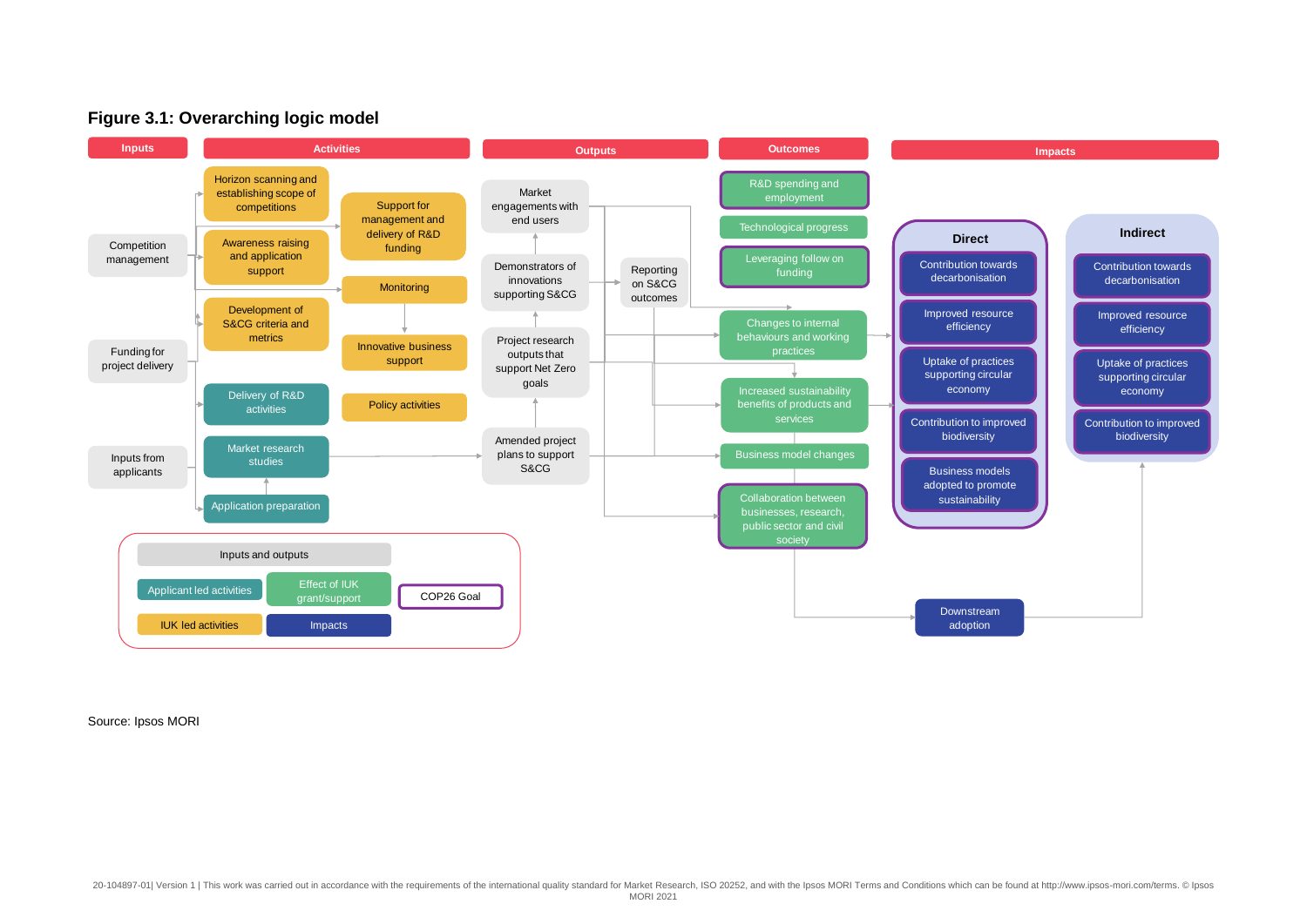**Figure 3.1: Overarching logic model**

| Inputs | Activities | Outputs | Outcomes | Impacts |
|---|---|---|---|---|
| Competition management | Horizon scanning and establishing scope of competitions | Market engagements with end users | R&D spending and employment | **Direct** |
| Funding for project delivery | Awareness raising and application support | Demonstrators of innovations supporting S&CG | Technological progress | Contribution towards decarbonisation |
| Inputs from applicants | Development of S&CG criteria and metrics | Project research outputs that support Net Zero goals | Leveraging follow on funding | Improved resource efficiency |
| | Delivery of R&D activities | Amended project plans to support S&CG | Changes to internal behaviours and working practices | Uptake of practices supporting circular economy |
| | Market research studies | Reporting on S&CG outcomes | Increased sustainability benefits of products and services | Contribution to improved biodiversity |
| | Application preparation | | Business model changes | Business models adopted to promote sustainability |
| | Support for management and delivery of R&D funding | | Collaboration between businesses, research, public sector and civil society | **Indirect** |
| | Monitoring | | | Contribution towards decarbonisation |
| | Innovative business support | | | Improved resource efficiency |
| | Policy activities | | | Uptake of practices supporting circular economy |
| | | | | Contribution to improved biodiversity |
| | | | | Downstream adoption |

Key: Inputs and outputs; Applicant led activities; Effect of IUK grant/support; COP26 Goal; IUK led activities; Impacts

Source: Ipsos MORI

20-104897-01| Version 1 | This work was carried out in accordance with the requirements of the international quality standard for Market Research, ISO 20252, and with the Ipsos MORI Terms and Conditions which can be found at http://www.ipsos-mori.com/terms. © Ipsos MORI 2021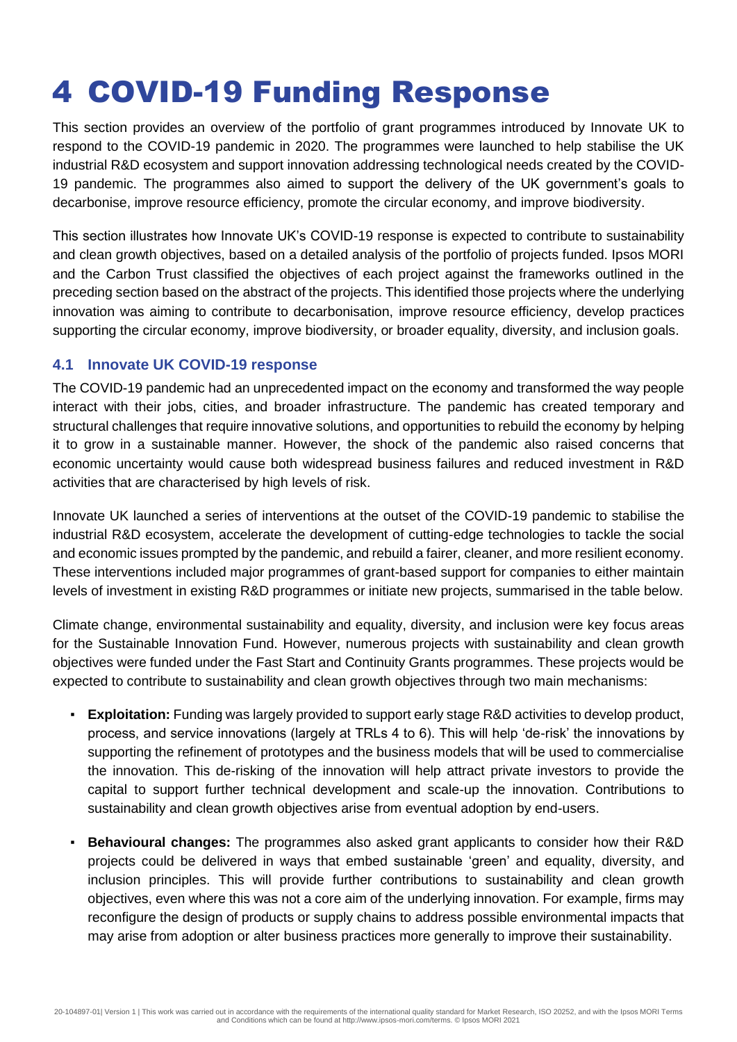# 4 COVID-19 Funding Response

This section provides an overview of the portfolio of grant programmes introduced by Innovate UK to respond to the COVID-19 pandemic in 2020. The programmes were launched to help stabilise the UK industrial R&D ecosystem and support innovation addressing technological needs created by the COVID-19 pandemic. The programmes also aimed to support the delivery of the UK government's goals to decarbonise, improve resource efficiency, promote the circular economy, and improve biodiversity.

This section illustrates how Innovate UK's COVID-19 response is expected to contribute to sustainability and clean growth objectives, based on a detailed analysis of the portfolio of projects funded. Ipsos MORI and the Carbon Trust classified the objectives of each project against the frameworks outlined in the preceding section based on the abstract of the projects. This identified those projects where the underlying innovation was aiming to contribute to decarbonisation, improve resource efficiency, develop practices supporting the circular economy, improve biodiversity, or broader equality, diversity, and inclusion goals.

## 4.1 Innovate UK COVID-19 response

The COVID-19 pandemic had an unprecedented impact on the economy and transformed the way people interact with their jobs, cities, and broader infrastructure. The pandemic has created temporary and structural challenges that require innovative solutions, and opportunities to rebuild the economy by helping it to grow in a sustainable manner. However, the shock of the pandemic also raised concerns that economic uncertainty would cause both widespread business failures and reduced investment in R&D activities that are characterised by high levels of risk.

Innovate UK launched a series of interventions at the outset of the COVID-19 pandemic to stabilise the industrial R&D ecosystem, accelerate the development of cutting-edge technologies to tackle the social and economic issues prompted by the pandemic, and rebuild a fairer, cleaner, and more resilient economy. These interventions included major programmes of grant-based support for companies to either maintain levels of investment in existing R&D programmes or initiate new projects, summarised in the table below.

Climate change, environmental sustainability and equality, diversity, and inclusion were key focus areas for the Sustainable Innovation Fund. However, numerous projects with sustainability and clean growth objectives were funded under the Fast Start and Continuity Grants programmes. These projects would be expected to contribute to sustainability and clean growth objectives through two main mechanisms:

- **Exploitation:** Funding was largely provided to support early stage R&D activities to develop product, process, and service innovations (largely at TRLs 4 to 6). This will help 'de-risk' the innovations by supporting the refinement of prototypes and the business models that will be used to commercialise the innovation. This de-risking of the innovation will help attract private investors to provide the capital to support further technical development and scale-up the innovation. Contributions to sustainability and clean growth objectives arise from eventual adoption by end-users.
- **Behavioural changes:** The programmes also asked grant applicants to consider how their R&D projects could be delivered in ways that embed sustainable 'green' and equality, diversity, and inclusion principles. This will provide further contributions to sustainability and clean growth objectives, even where this was not a core aim of the underlying innovation. For example, firms may reconfigure the design of products or supply chains to address possible environmental impacts that may arise from adoption or alter business practices more generally to improve their sustainability.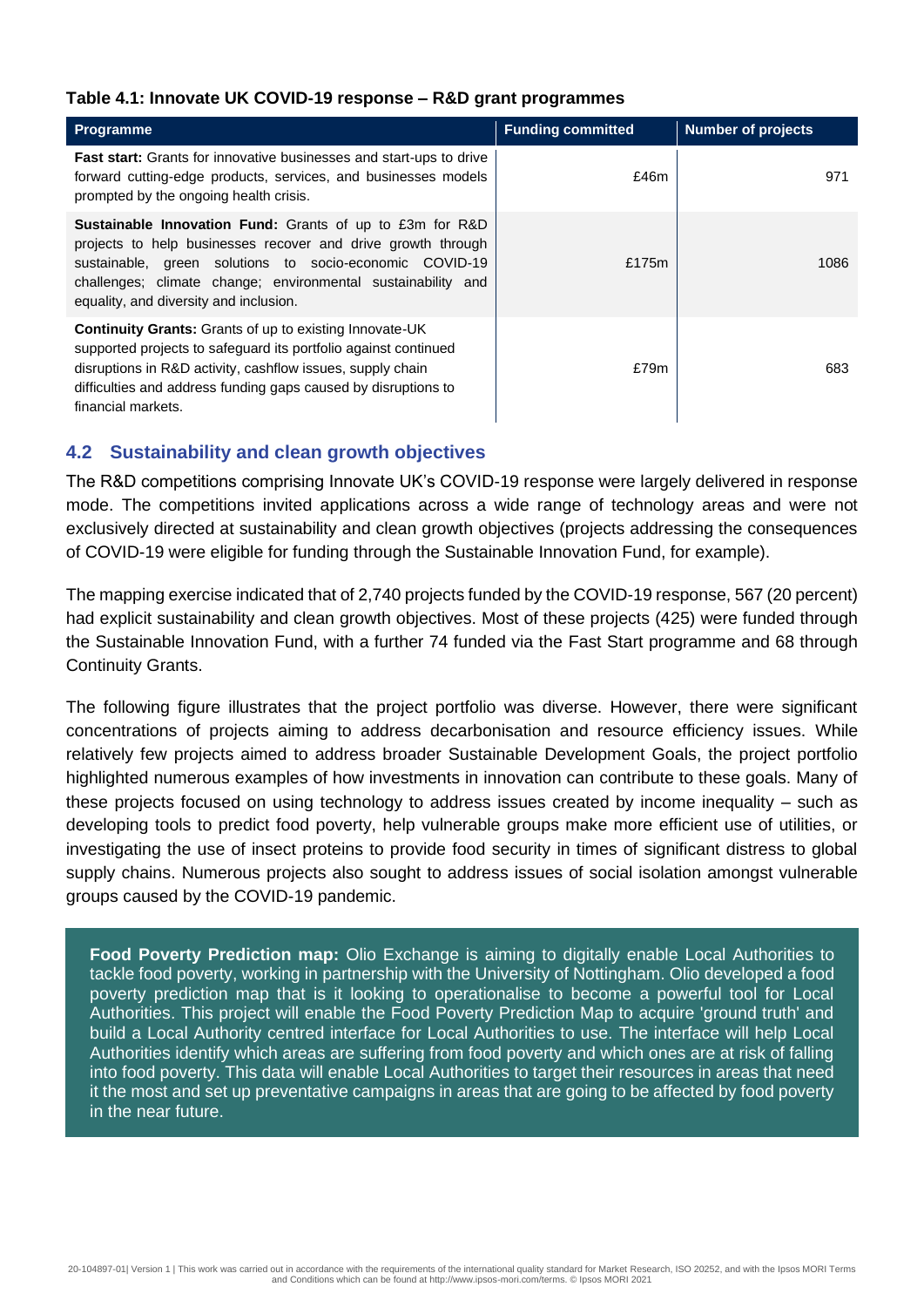**Table 4.1: Innovate UK COVID-19 response – R&D grant programmes**

| Programme | Funding committed | Number of projects |
|---|---|---|
| **Fast start:** Grants for innovative businesses and start-ups to drive forward cutting-edge products, services, and businesses models prompted by the ongoing health crisis. | £46m | 971 |
| **Sustainable Innovation Fund:** Grants of up to £3m for R&D projects to help businesses recover and drive growth through sustainable, green solutions to socio-economic COVID-19 challenges; climate change; environmental sustainability and equality, and diversity and inclusion. | £175m | 1086 |
| **Continuity Grants:** Grants of up to existing Innovate-UK supported projects to safeguard its portfolio against continued disruptions in R&D activity, cashflow issues, supply chain difficulties and address funding gaps caused by disruptions to financial markets. | £79m | 683 |

## 4.2 Sustainability and clean growth objectives

The R&D competitions comprising Innovate UK's COVID-19 response were largely delivered in response mode. The competitions invited applications across a wide range of technology areas and were not exclusively directed at sustainability and clean growth objectives (projects addressing the consequences of COVID-19 were eligible for funding through the Sustainable Innovation Fund, for example).

The mapping exercise indicated that of 2,740 projects funded by the COVID-19 response, 567 (20 percent) had explicit sustainability and clean growth objectives. Most of these projects (425) were funded through the Sustainable Innovation Fund, with a further 74 funded via the Fast Start programme and 68 through Continuity Grants.

The following figure illustrates that the project portfolio was diverse. However, there were significant concentrations of projects aiming to address decarbonisation and resource efficiency issues. While relatively few projects aimed to address broader Sustainable Development Goals, the project portfolio highlighted numerous examples of how investments in innovation can contribute to these goals. Many of these projects focused on using technology to address issues created by income inequality – such as developing tools to predict food poverty, help vulnerable groups make more efficient use of utilities, or investigating the use of insect proteins to provide food security in times of significant distress to global supply chains. Numerous projects also sought to address issues of social isolation amongst vulnerable groups caused by the COVID-19 pandemic.

**Food Poverty Prediction map:** Olio Exchange is aiming to digitally enable Local Authorities to tackle food poverty, working in partnership with the University of Nottingham. Olio developed a food poverty prediction map that is it looking to operationalise to become a powerful tool for Local Authorities. This project will enable the Food Poverty Prediction Map to acquire 'ground truth' and build a Local Authority centred interface for Local Authorities to use. The interface will help Local Authorities identify which areas are suffering from food poverty and which ones are at risk of falling into food poverty. This data will enable Local Authorities to target their resources in areas that need it the most and set up preventative campaigns in areas that are going to be affected by food poverty in the near future.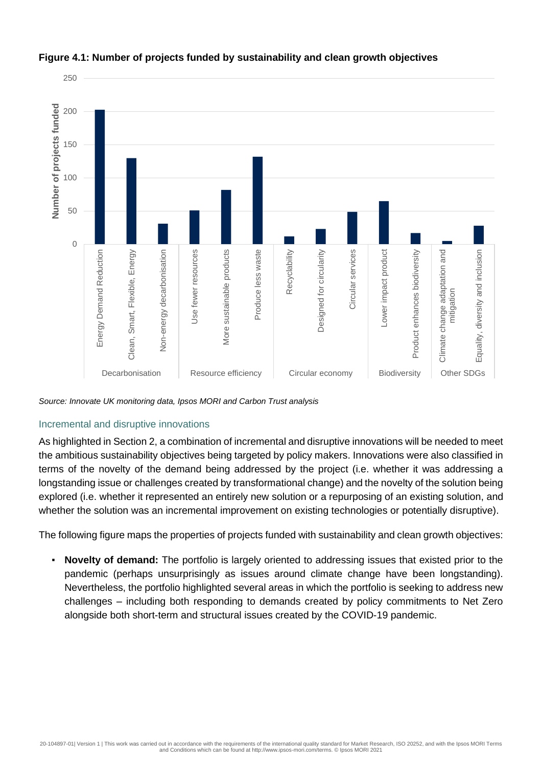**Figure 4.1: Number of projects funded by sustainability and clean growth objectives**

*Source: Innovate UK monitoring data, Ipsos MORI and Carbon Trust analysis*

### Incremental and disruptive innovations

As highlighted in Section 2, a combination of incremental and disruptive innovations will be needed to meet the ambitious sustainability objectives being targeted by policy makers. Innovations were also classified in terms of the novelty of the demand being addressed by the project (i.e. whether it was addressing a longstanding issue or challenges created by transformational change) and the novelty of the solution being explored (i.e. whether it represented an entirely new solution or a repurposing of an existing solution, and whether the solution was an incremental improvement on existing technologies or potentially disruptive).

The following figure maps the properties of projects funded with sustainability and clean growth objectives:

- **Novelty of demand:** The portfolio is largely oriented to addressing issues that existed prior to the pandemic (perhaps unsurprisingly as issues around climate change have been longstanding). Nevertheless, the portfolio highlighted several areas in which the portfolio is seeking to address new challenges – including both responding to demands created by policy commitments to Net Zero alongside both short-term and structural issues created by the COVID-19 pandemic.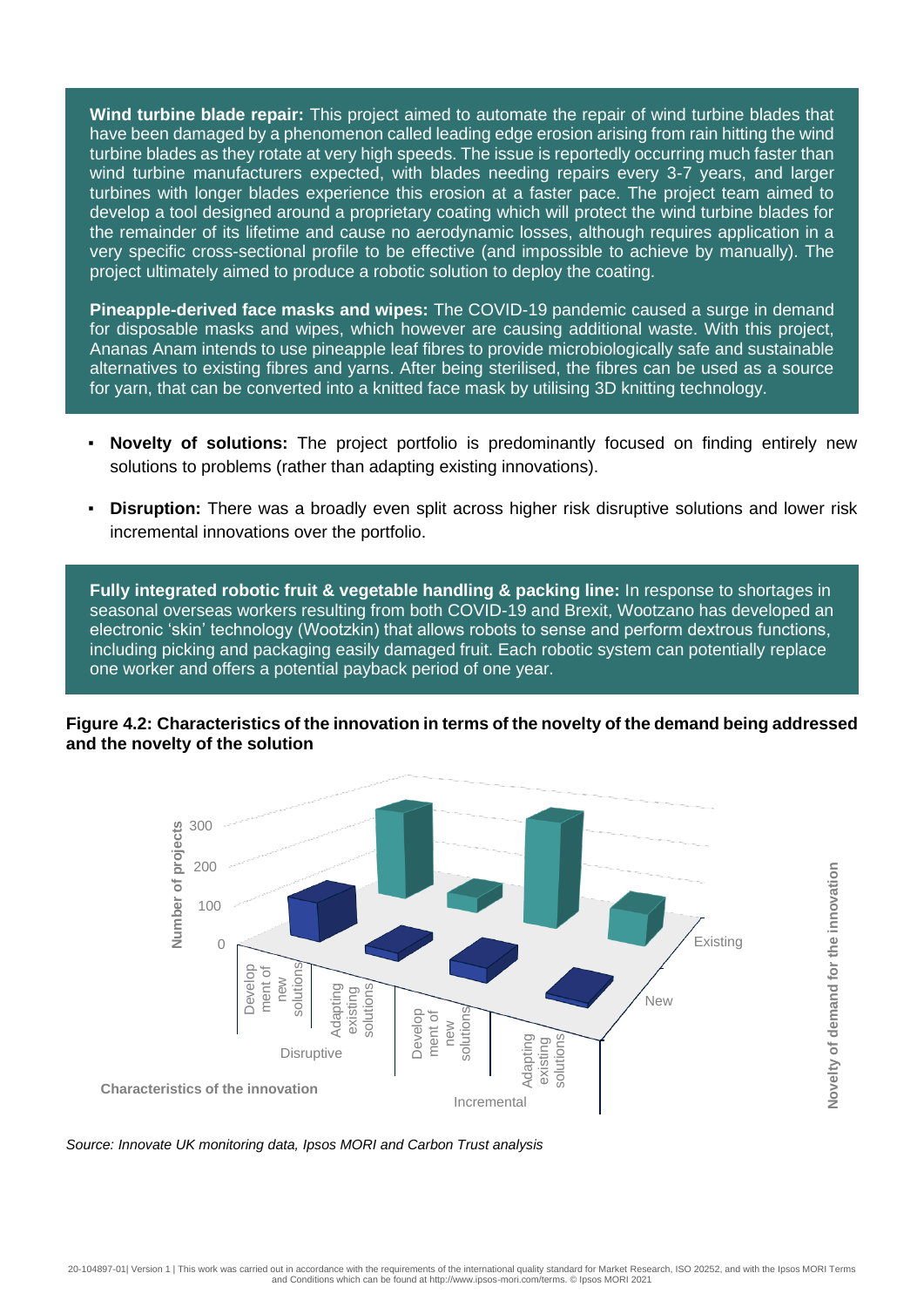**Wind turbine blade repair:** This project aimed to automate the repair of wind turbine blades that have been damaged by a phenomenon called leading edge erosion arising from rain hitting the wind turbine blades as they rotate at very high speeds. The issue is reportedly occurring much faster than wind turbine manufacturers expected, with blades needing repairs every 3-7 years, and larger turbines with longer blades experience this erosion at a faster pace. The project team aimed to develop a tool designed around a proprietary coating which will protect the wind turbine blades for the remainder of its lifetime and cause no aerodynamic losses, although requires application in a very specific cross-sectional profile to be effective (and impossible to achieve by manually). The project ultimately aimed to produce a robotic solution to deploy the coating.

**Pineapple-derived face masks and wipes:** The COVID-19 pandemic caused a surge in demand for disposable masks and wipes, which however are causing additional waste. With this project, Ananas Anam intends to use pineapple leaf fibres to provide microbiologically safe and sustainable alternatives to existing fibres and yarns. After being sterilised, the fibres can be used as a source for yarn, that can be converted into a knitted face mask by utilising 3D knitting technology.

- **Novelty of solutions:** The project portfolio is predominantly focused on finding entirely new solutions to problems (rather than adapting existing innovations).
- **Disruption:** There was a broadly even split across higher risk disruptive solutions and lower risk incremental innovations over the portfolio.

**Fully integrated robotic fruit & vegetable handling & packing line:** In response to shortages in seasonal overseas workers resulting from both COVID-19 and Brexit, Wootzano has developed an electronic 'skin' technology (Wootzkin) that allows robots to sense and perform dextrous functions, including picking and packaging easily damaged fruit. Each robotic system can potentially replace one worker and offers a potential payback period of one year.

**Figure 4.2: Characteristics of the innovation in terms of the novelty of the demand being addressed and the novelty of the solution**

*Source: Innovate UK monitoring data, Ipsos MORI and Carbon Trust analysis*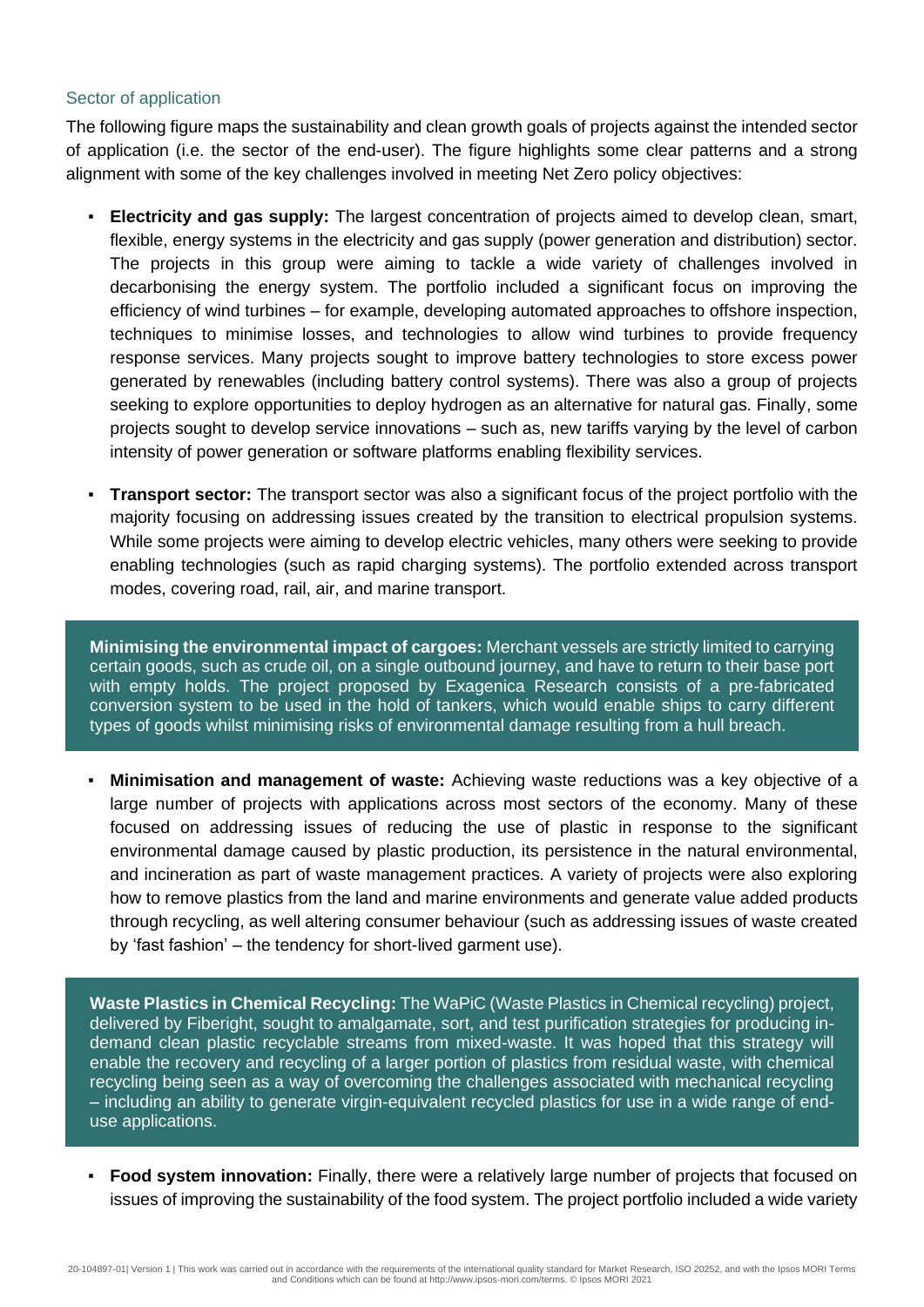### Sector of application

The following figure maps the sustainability and clean growth goals of projects against the intended sector of application (i.e. the sector of the end-user). The figure highlights some clear patterns and a strong alignment with some of the key challenges involved in meeting Net Zero policy objectives:

- **Electricity and gas supply:** The largest concentration of projects aimed to develop clean, smart, flexible, energy systems in the electricity and gas supply (power generation and distribution) sector. The projects in this group were aiming to tackle a wide variety of challenges involved in decarbonising the energy system. The portfolio included a significant focus on improving the efficiency of wind turbines – for example, developing automated approaches to offshore inspection, techniques to minimise losses, and technologies to allow wind turbines to provide frequency response services. Many projects sought to improve battery technologies to store excess power generated by renewables (including battery control systems). There was also a group of projects seeking to explore opportunities to deploy hydrogen as an alternative for natural gas. Finally, some projects sought to develop service innovations – such as, new tariffs varying by the level of carbon intensity of power generation or software platforms enabling flexibility services.

- **Transport sector:** The transport sector was also a significant focus of the project portfolio with the majority focusing on addressing issues created by the transition to electrical propulsion systems. While some projects were aiming to develop electric vehicles, many others were seeking to provide enabling technologies (such as rapid charging systems). The portfolio extended across transport modes, covering road, rail, air, and marine transport.

> **Minimising the environmental impact of cargoes:** Merchant vessels are strictly limited to carrying certain goods, such as crude oil, on a single outbound journey, and have to return to their base port with empty holds. The project proposed by Exagenica Research consists of a pre-fabricated conversion system to be used in the hold of tankers, which would enable ships to carry different types of goods whilst minimising risks of environmental damage resulting from a hull breach.

- **Minimisation and management of waste:** Achieving waste reductions was a key objective of a large number of projects with applications across most sectors of the economy. Many of these focused on addressing issues of reducing the use of plastic in response to the significant environmental damage caused by plastic production, its persistence in the natural environmental, and incineration as part of waste management practices. A variety of projects were also exploring how to remove plastics from the land and marine environments and generate value added products through recycling, as well altering consumer behaviour (such as addressing issues of waste created by 'fast fashion' – the tendency for short-lived garment use).

> **Waste Plastics in Chemical Recycling:** The WaPiC (Waste Plastics in Chemical recycling) project, delivered by Fiberight, sought to amalgamate, sort, and test purification strategies for producing in-demand clean plastic recyclable streams from mixed-waste. It was hoped that this strategy will enable the recovery and recycling of a larger portion of plastics from residual waste, with chemical recycling being seen as a way of overcoming the challenges associated with mechanical recycling – including an ability to generate virgin-equivalent recycled plastics for use in a wide range of end-use applications.

- **Food system innovation:** Finally, there were a relatively large number of projects that focused on issues of improving the sustainability of the food system. The project portfolio included a wide variety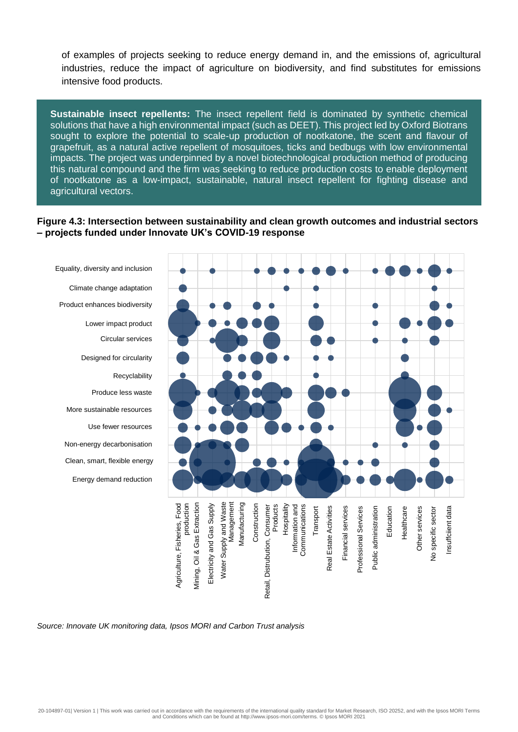of examples of projects seeking to reduce energy demand in, and the emissions of, agricultural industries, reduce the impact of agriculture on biodiversity, and find substitutes for emissions intensive food products.

> **Sustainable insect repellents:** The insect repellent field is dominated by synthetic chemical solutions that have a high environmental impact (such as DEET). This project led by Oxford Biotrans sought to explore the potential to scale-up production of nootkatone, the scent and flavour of grapefruit, as a natural active repellent of mosquitoes, ticks and bedbugs with low environmental impacts. The project was underpinned by a novel biotechnological production method of producing this natural compound and the firm was seeking to reduce production costs to enable deployment of nootkatone as a low-impact, sustainable, natural insect repellent for fighting disease and agricultural vectors.

**Figure 4.3: Intersection between sustainability and clean growth outcomes and industrial sectors – projects funded under Innovate UK's COVID-19 response**

*Source: Innovate UK monitoring data, Ipsos MORI and Carbon Trust analysis*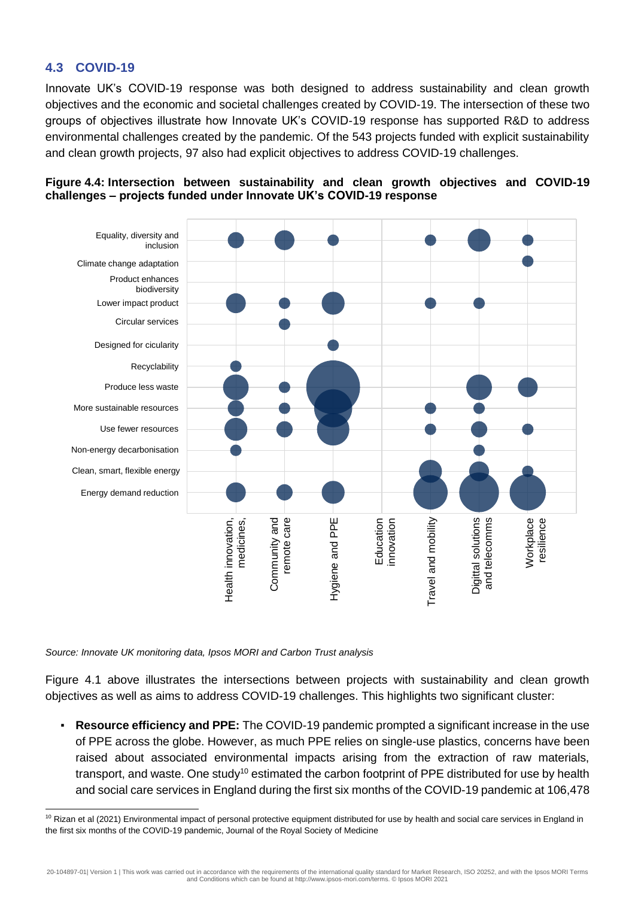## 4.3 COVID-19

Innovate UK's COVID-19 response was both designed to address sustainability and clean growth objectives and the economic and societal challenges created by COVID-19. The intersection of these two groups of objectives illustrate how Innovate UK's COVID-19 response has supported R&D to address environmental challenges created by the pandemic. Of the 543 projects funded with explicit sustainability and clean growth projects, 97 also had explicit objectives to address COVID-19 challenges.

**Figure 4.4: Intersection between sustainability and clean growth objectives and COVID-19 challenges – projects funded under Innovate UK's COVID-19 response**

*Source: Innovate UK monitoring data, Ipsos MORI and Carbon Trust analysis*

Figure 4.1 above illustrates the intersections between projects with sustainability and clean growth objectives as well as aims to address COVID-19 challenges. This highlights two significant cluster:

- **Resource efficiency and PPE:** The COVID-19 pandemic prompted a significant increase in the use of PPE across the globe. However, as much PPE relies on single-use plastics, concerns have been raised about associated environmental impacts arising from the extraction of raw materials, transport, and waste. One study[10] estimated the carbon footprint of PPE distributed for use by health and social care services in England during the first six months of the COVID-19 pandemic at 106,478

[10] Rizan et al (2021) Environmental impact of personal protective equipment distributed for use by health and social care services in England in the first six months of the COVID-19 pandemic, Journal of the Royal Society of Medicine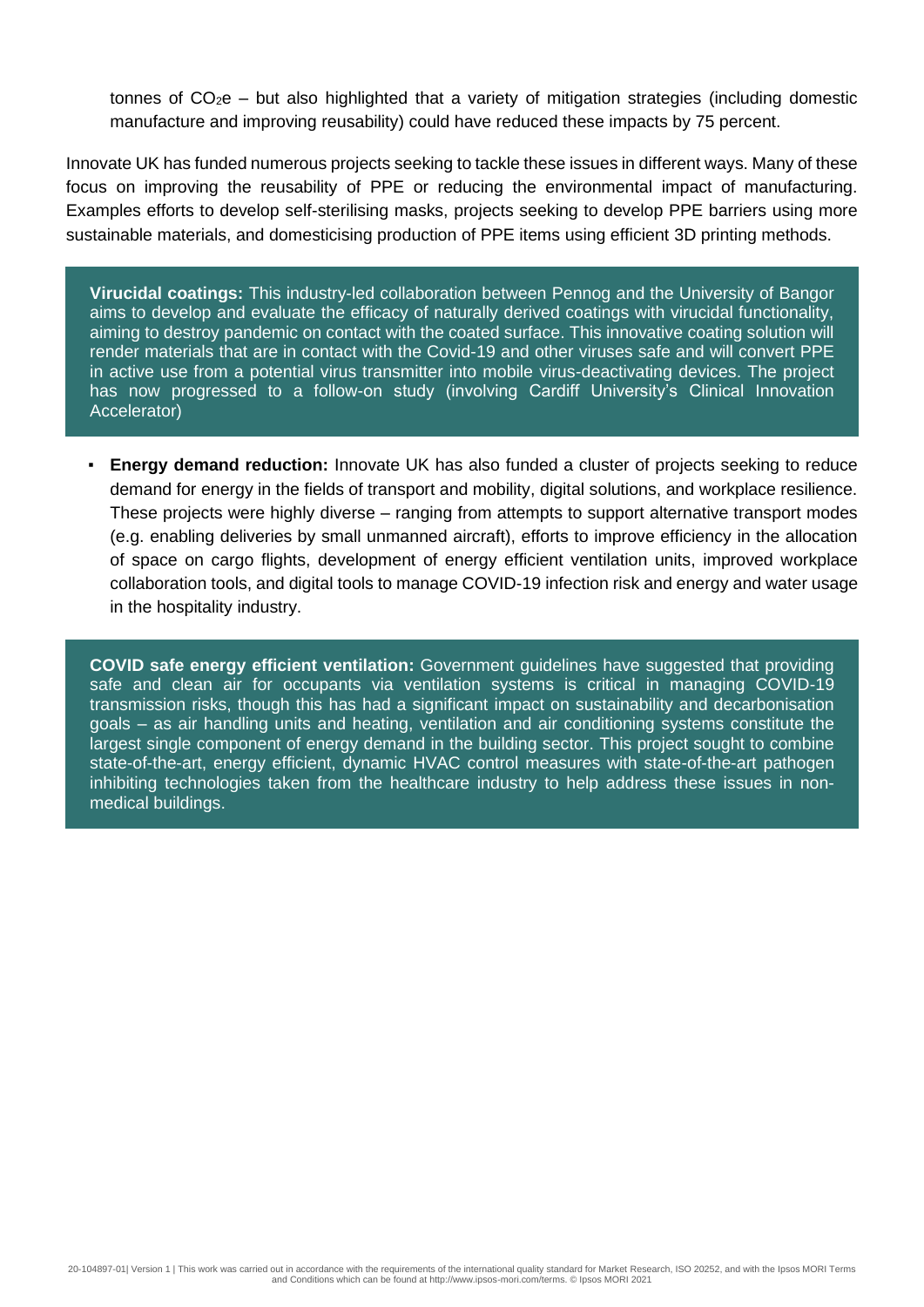tonnes of $CO_2e$ – but also highlighted that a variety of mitigation strategies (including domestic manufacture and improving reusability) could have reduced these impacts by 75 percent.

Innovate UK has funded numerous projects seeking to tackle these issues in different ways. Many of these focus on improving the reusability of PPE or reducing the environmental impact of manufacturing. Examples efforts to develop self-sterilising masks, projects seeking to develop PPE barriers using more sustainable materials, and domesticising production of PPE items using efficient 3D printing methods.

> **Virucidal coatings:** This industry-led collaboration between Pennog and the University of Bangor aims to develop and evaluate the efficacy of naturally derived coatings with virucidal functionality, aiming to destroy pandemic on contact with the coated surface. This innovative coating solution will render materials that are in contact with the Covid-19 and other viruses safe and will convert PPE in active use from a potential virus transmitter into mobile virus-deactivating devices. The project has now progressed to a follow-on study (involving Cardiff University's Clinical Innovation Accelerator)

- **Energy demand reduction:** Innovate UK has also funded a cluster of projects seeking to reduce demand for energy in the fields of transport and mobility, digital solutions, and workplace resilience. These projects were highly diverse – ranging from attempts to support alternative transport modes (e.g. enabling deliveries by small unmanned aircraft), efforts to improve efficiency in the allocation of space on cargo flights, development of energy efficient ventilation units, improved workplace collaboration tools, and digital tools to manage COVID-19 infection risk and energy and water usage in the hospitality industry.

> **COVID safe energy efficient ventilation:** Government guidelines have suggested that providing safe and clean air for occupants via ventilation systems is critical in managing COVID-19 transmission risks, though this has had a significant impact on sustainability and decarbonisation goals – as air handling units and heating, ventilation and air conditioning systems constitute the largest single component of energy demand in the building sector. This project sought to combine state-of-the-art, energy efficient, dynamic HVAC control measures with state-of-the-art pathogen inhibiting technologies taken from the healthcare industry to help address these issues in non-medical buildings.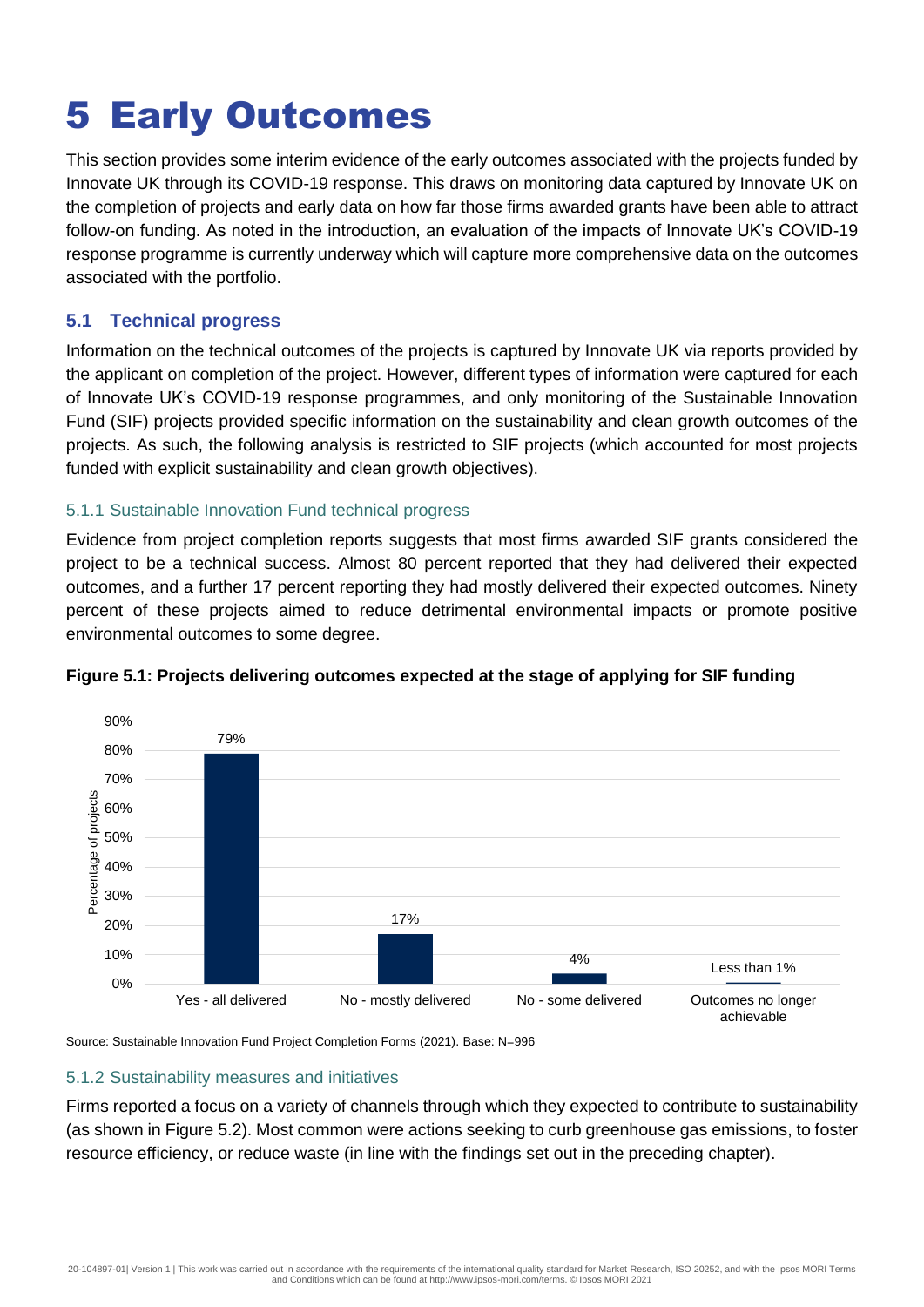# 5 Early Outcomes

This section provides some interim evidence of the early outcomes associated with the projects funded by Innovate UK through its COVID-19 response. This draws on monitoring data captured by Innovate UK on the completion of projects and early data on how far those firms awarded grants have been able to attract follow-on funding. As noted in the introduction, an evaluation of the impacts of Innovate UK's COVID-19 response programme is currently underway which will capture more comprehensive data on the outcomes associated with the portfolio.

## 5.1 Technical progress

Information on the technical outcomes of the projects is captured by Innovate UK via reports provided by the applicant on completion of the project. However, different types of information were captured for each of Innovate UK's COVID-19 response programmes, and only monitoring of the Sustainable Innovation Fund (SIF) projects provided specific information on the sustainability and clean growth outcomes of the projects. As such, the following analysis is restricted to SIF projects (which accounted for most projects funded with explicit sustainability and clean growth objectives).

### 5.1.1 Sustainable Innovation Fund technical progress

Evidence from project completion reports suggests that most firms awarded SIF grants considered the project to be a technical success. Almost 80 percent reported that they had delivered their expected outcomes, and a further 17 percent reporting they had mostly delivered their expected outcomes. Ninety percent of these projects aimed to reduce detrimental environmental impacts or promote positive environmental outcomes to some degree.

**Figure 5.1: Projects delivering outcomes expected at the stage of applying for SIF funding**

| Outcome | Percentage of projects |
|---|---|
| Yes - all delivered | 79% |
| No - mostly delivered | 17% |
| No - some delivered | 4% |
| Outcomes no longer achievable | Less than 1% |

Source: Sustainable Innovation Fund Project Completion Forms (2021). Base: N=996

### 5.1.2 Sustainability measures and initiatives

Firms reported a focus on a variety of channels through which they expected to contribute to sustainability (as shown in Figure 5.2). Most common were actions seeking to curb greenhouse gas emissions, to foster resource efficiency, or reduce waste (in line with the findings set out in the preceding chapter).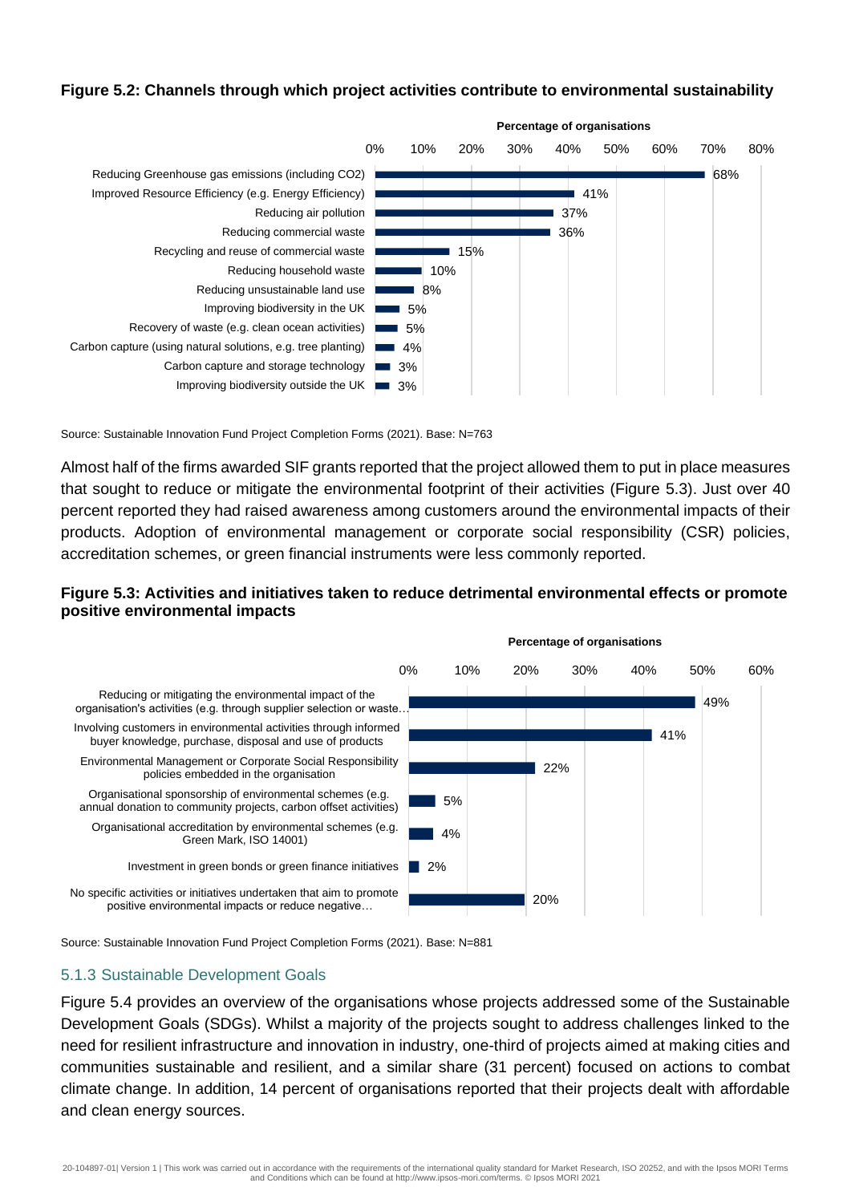**Figure 5.2: Channels through which project activities contribute to environmental sustainability**

| Channel | Percentage of organisations |
| --- | --- |
| Reducing Greenhouse gas emissions (including CO2) | 68% |
| Improved Resource Efficiency (e.g. Energy Efficiency) | 41% |
| Reducing air pollution | 37% |
| Reducing commercial waste | 36% |
| Recycling and reuse of commercial waste | 15% |
| Reducing household waste | 10% |
| Reducing unsustainable land use | 8% |
| Improving biodiversity in the UK | 5% |
| Recovery of waste (e.g. clean ocean activities) | 5% |
| Carbon capture (using natural solutions, e.g. tree planting) | 4% |
| Carbon capture and storage technology | 3% |
| Improving biodiversity outside the UK | 3% |

Source: Sustainable Innovation Fund Project Completion Forms (2021). Base: N=763

Almost half of the firms awarded SIF grants reported that the project allowed them to put in place measures that sought to reduce or mitigate the environmental footprint of their activities (Figure 5.3). Just over 40 percent reported they had raised awareness among customers around the environmental impacts of their products. Adoption of environmental management or corporate social responsibility (CSR) policies, accreditation schemes, or green financial instruments were less commonly reported.

**Figure 5.3: Activities and initiatives taken to reduce detrimental environmental effects or promote positive environmental impacts**

| Activity / initiative | Percentage of organisations |
| --- | --- |
| Reducing or mitigating the environmental impact of the organisation's activities (e.g. through supplier selection or waste… | 49% |
| Involving customers in environmental activities through informed buyer knowledge, purchase, disposal and use of products | 41% |
| Environmental Management or Corporate Social Responsibility policies embedded in the organisation | 22% |
| Organisational sponsorship of environmental schemes (e.g. annual donation to community projects, carbon offset activities) | 5% |
| Organisational accreditation by environmental schemes (e.g. Green Mark, ISO 14001) | 4% |
| Investment in green bonds or green finance initiatives | 2% |
| No specific activities or initiatives undertaken that aim to promote positive environmental impacts or reduce negative… | 20% |

Source: Sustainable Innovation Fund Project Completion Forms (2021). Base: N=881

### 5.1.3 Sustainable Development Goals

Figure 5.4 provides an overview of the organisations whose projects addressed some of the Sustainable Development Goals (SDGs). Whilst a majority of the projects sought to address challenges linked to the need for resilient infrastructure and innovation in industry, one-third of projects aimed at making cities and communities sustainable and resilient, and a similar share (31 percent) focused on actions to combat climate change. In addition, 14 percent of organisations reported that their projects dealt with affordable and clean energy sources.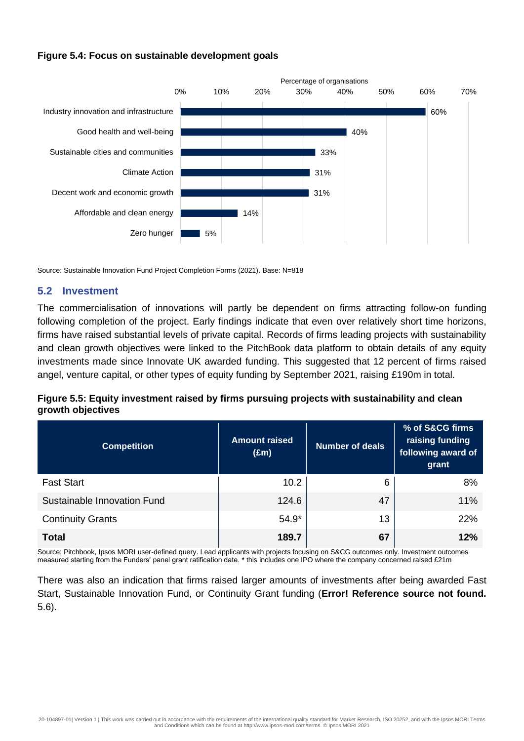**Figure 5.4: Focus on sustainable development goals**

| Goal | Percentage of organisations |
|---|---|
| Industry innovation and infrastructure | 60% |
| Good health and well-being | 40% |
| Sustainable cities and communities | 33% |
| Climate Action | 31% |
| Decent work and economic growth | 31% |
| Affordable and clean energy | 14% |
| Zero hunger | 5% |

Source: Sustainable Innovation Fund Project Completion Forms (2021). Base: N=818

## 5.2 Investment

The commercialisation of innovations will partly be dependent on firms attracting follow-on funding following completion of the project. Early findings indicate that even over relatively short time horizons, firms have raised substantial levels of private capital. Records of firms leading projects with sustainability and clean growth objectives were linked to the PitchBook data platform to obtain details of any equity investments made since Innovate UK awarded funding. This suggested that 12 percent of firms raised angel, venture capital, or other types of equity funding by September 2021, raising £190m in total.

**Figure 5.5: Equity investment raised by firms pursuing projects with sustainability and clean growth objectives**

| Competition | Amount raised (£m) | Number of deals | % of S&CG firms raising funding following award of grant |
|---|---|---|---|
| Fast Start | 10.2 | 6 | 8% |
| Sustainable Innovation Fund | 124.6 | 47 | 11% |
| Continuity Grants | 54.9* | 13 | 22% |
| **Total** | **189.7** | **67** | **12%** |

Source: Pitchbook, Ipsos MORI user-defined query. Lead applicants with projects focusing on S&CG outcomes only. Investment outcomes measured starting from the Funders' panel grant ratification date. * this includes one IPO where the company concerned raised £21m

There was also an indication that firms raised larger amounts of investments after being awarded Fast Start, Sustainable Innovation Fund, or Continuity Grant funding (**Error! Reference source not found.** 5.6).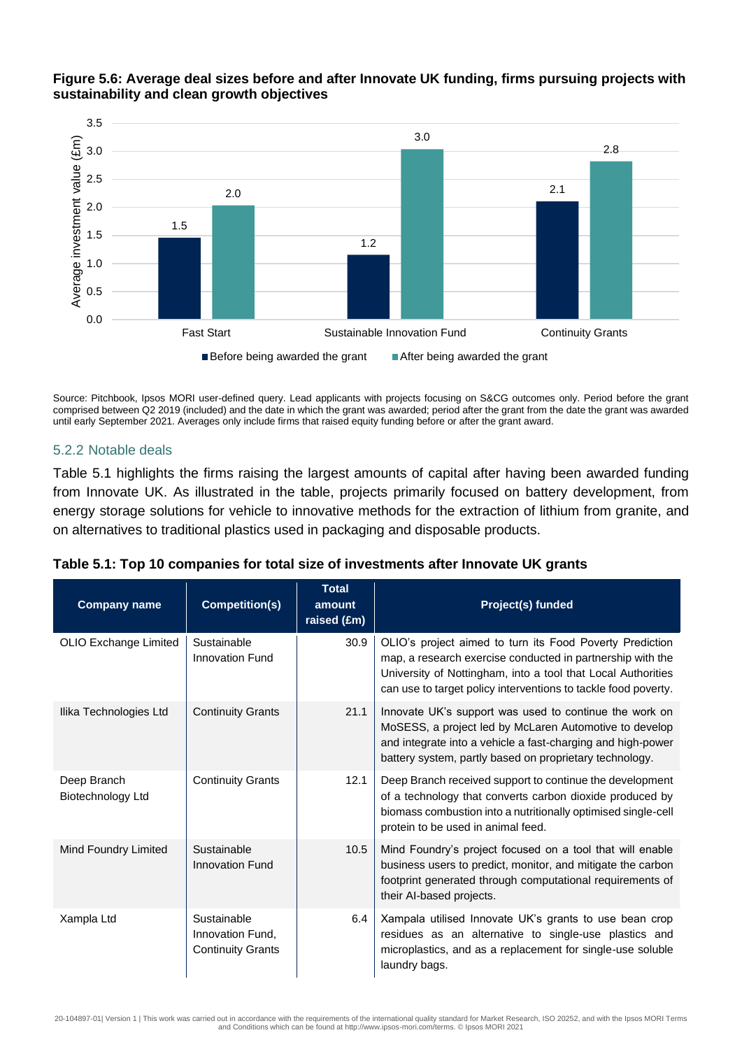**Figure 5.6: Average deal sizes before and after Innovate UK funding, firms pursuing projects with sustainability and clean growth objectives**

| | Before being awarded the grant | After being awarded the grant |
|---|---|---|
| Fast Start | 1.5 | 2.0 |
| Sustainable Innovation Fund | 1.2 | 3.0 |
| Continuity Grants | 2.1 | 2.8 |

Average investment value (£m)

Source: Pitchbook, Ipsos MORI user-defined query. Lead applicants with projects focusing on S&CG outcomes only. Period before the grant comprised between Q2 2019 (included) and the date in which the grant was awarded; period after the grant from the date the grant was awarded until early September 2021. Averages only include firms that raised equity funding before or after the grant award.

### 5.2.2 Notable deals

Table 5.1 highlights the firms raising the largest amounts of capital after having been awarded funding from Innovate UK. As illustrated in the table, projects primarily focused on battery development, from energy storage solutions for vehicle to innovative methods for the extraction of lithium from granite, and on alternatives to traditional plastics used in packaging and disposable products.

**Table 5.1: Top 10 companies for total size of investments after Innovate UK grants**

| Company name | Competition(s) | Total amount raised (£m) | Project(s) funded |
|---|---|---|---|
| OLIO Exchange Limited | Sustainable Innovation Fund | 30.9 | OLIO's project aimed to turn its Food Poverty Prediction map, a research exercise conducted in partnership with the University of Nottingham, into a tool that Local Authorities can use to target policy interventions to tackle food poverty. |
| Ilika Technologies Ltd | Continuity Grants | 21.1 | Innovate UK's support was used to continue the work on MoSESS, a project led by McLaren Automotive to develop and integrate into a vehicle a fast-charging and high-power battery system, partly based on proprietary technology. |
| Deep Branch Biotechnology Ltd | Continuity Grants | 12.1 | Deep Branch received support to continue the development of a technology that converts carbon dioxide produced by biomass combustion into a nutritionally optimised single-cell protein to be used in animal feed. |
| Mind Foundry Limited | Sustainable Innovation Fund | 10.5 | Mind Foundry's project focused on a tool that will enable business users to predict, monitor, and mitigate the carbon footprint generated through computational requirements of their AI-based projects. |
| Xampla Ltd | Sustainable Innovation Fund, Continuity Grants | 6.4 | Xampala utilised Innovate UK's grants to use bean crop residues as an alternative to single-use plastics and microplastics, and as a replacement for single-use soluble laundry bags. |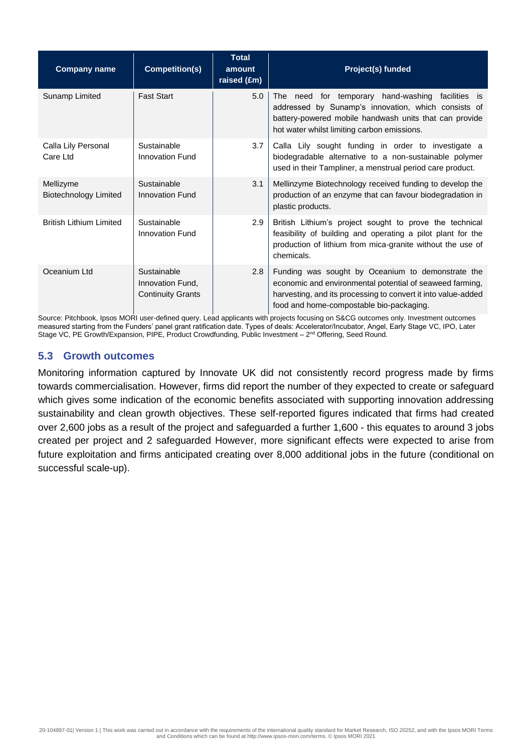| Company name | Competition(s) | Total amount raised (£m) | Project(s) funded |
| --- | --- | --- | --- |
| Sunamp Limited | Fast Start | 5.0 | The need for temporary hand-washing facilities is addressed by Sunamp's innovation, which consists of battery-powered mobile handwash units that can provide hot water whilst limiting carbon emissions. |
| Calla Lily Personal Care Ltd | Sustainable Innovation Fund | 3.7 | Calla Lily sought funding in order to investigate a biodegradable alternative to a non-sustainable polymer used in their Tampliner, a menstrual period care product. |
| Mellizyme Biotechnology Limited | Sustainable Innovation Fund | 3.1 | Mellinzyme Biotechnology received funding to develop the production of an enzyme that can favour biodegradation in plastic products. |
| British Lithium Limited | Sustainable Innovation Fund | 2.9 | British Lithium's project sought to prove the technical feasibility of building and operating a pilot plant for the production of lithium from mica-granite without the use of chemicals. |
| Oceanium Ltd | Sustainable Innovation Fund, Continuity Grants | 2.8 | Funding was sought by Oceanium to demonstrate the economic and environmental potential of seaweed farming, harvesting, and its processing to convert it into value-added food and home-compostable bio-packaging. |

Source: Pitchbook, Ipsos MORI user-defined query. Lead applicants with projects focusing on S&CG outcomes only. Investment outcomes measured starting from the Funders' panel grant ratification date. Types of deals: Accelerator/Incubator, Angel, Early Stage VC, IPO, Later Stage VC, PE Growth/Expansion, PIPE, Product Crowdfunding, Public Investment – 2nd Offering, Seed Round.

## 5.3 Growth outcomes

Monitoring information captured by Innovate UK did not consistently record progress made by firms towards commercialisation. However, firms did report the number of they expected to create or safeguard which gives some indication of the economic benefits associated with supporting innovation addressing sustainability and clean growth objectives. These self-reported figures indicated that firms had created over 2,600 jobs as a result of the project and safeguarded a further 1,600 - this equates to around 3 jobs created per project and 2 safeguarded However, more significant effects were expected to arise from future exploitation and firms anticipated creating over 8,000 additional jobs in the future (conditional on successful scale-up).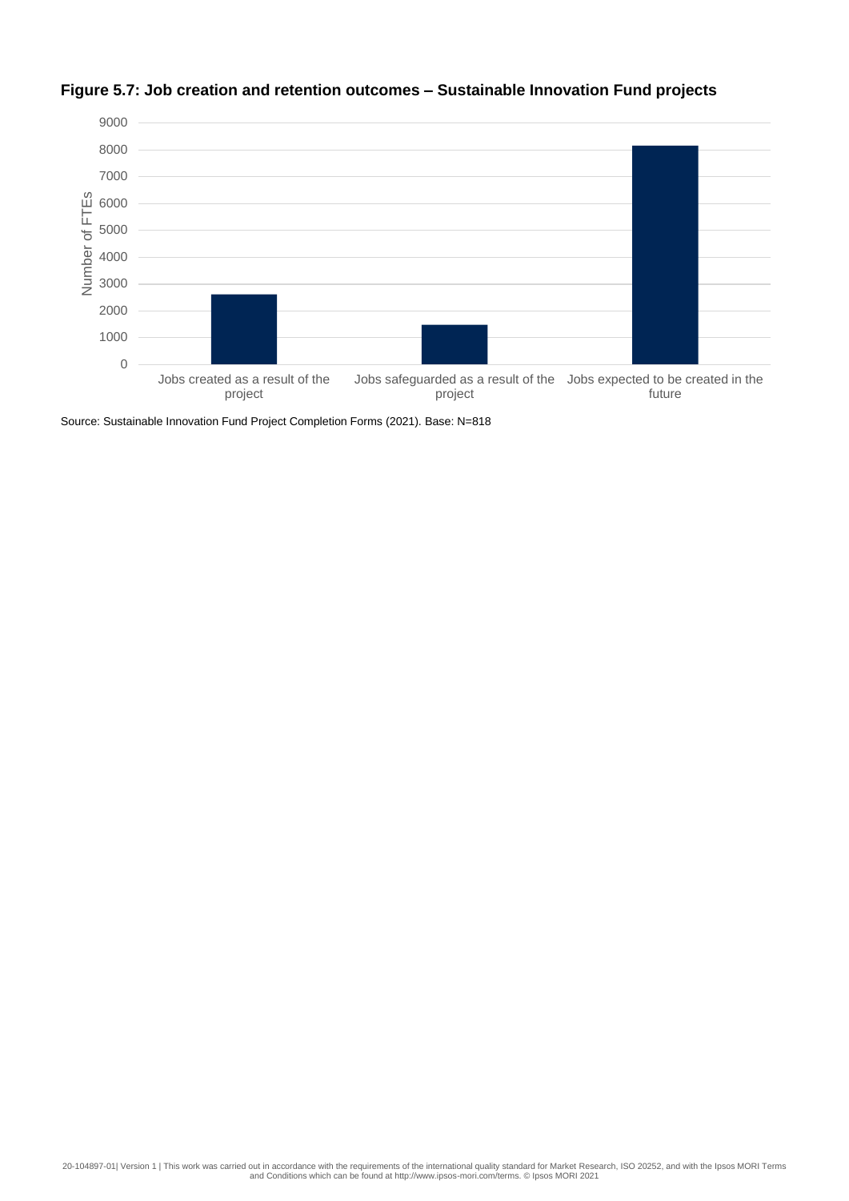**Figure 5.7: Job creation and retention outcomes – Sustainable Innovation Fund projects**

Source: Sustainable Innovation Fund Project Completion Forms (2021). Base: N=818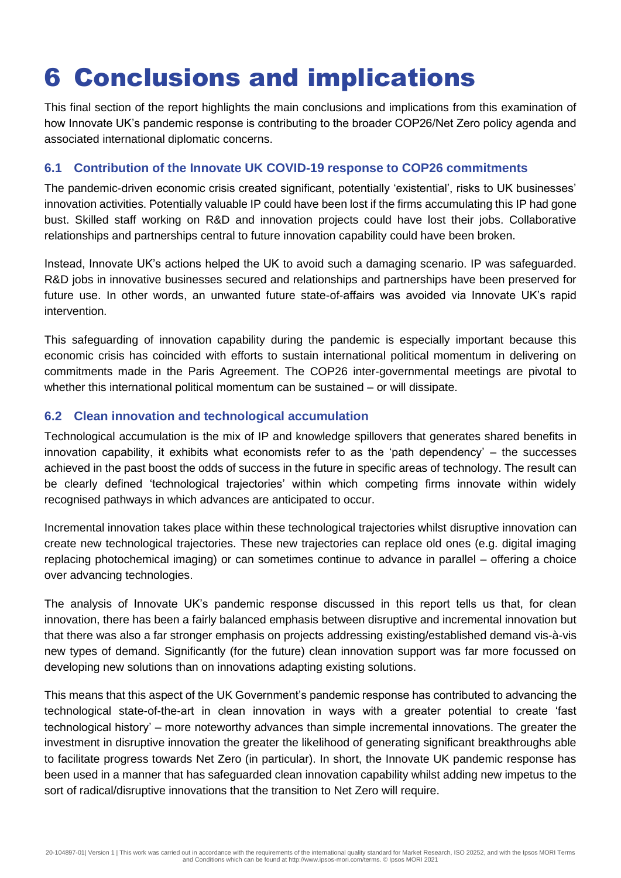# 6 Conclusions and implications

This final section of the report highlights the main conclusions and implications from this examination of how Innovate UK's pandemic response is contributing to the broader COP26/Net Zero policy agenda and associated international diplomatic concerns.

## 6.1 Contribution of the Innovate UK COVID-19 response to COP26 commitments

The pandemic-driven economic crisis created significant, potentially 'existential', risks to UK businesses' innovation activities. Potentially valuable IP could have been lost if the firms accumulating this IP had gone bust. Skilled staff working on R&D and innovation projects could have lost their jobs. Collaborative relationships and partnerships central to future innovation capability could have been broken.

Instead, Innovate UK's actions helped the UK to avoid such a damaging scenario. IP was safeguarded. R&D jobs in innovative businesses secured and relationships and partnerships have been preserved for future use. In other words, an unwanted future state-of-affairs was avoided via Innovate UK's rapid intervention.

This safeguarding of innovation capability during the pandemic is especially important because this economic crisis has coincided with efforts to sustain international political momentum in delivering on commitments made in the Paris Agreement. The COP26 inter-governmental meetings are pivotal to whether this international political momentum can be sustained – or will dissipate.

## 6.2 Clean innovation and technological accumulation

Technological accumulation is the mix of IP and knowledge spillovers that generates shared benefits in innovation capability, it exhibits what economists refer to as the 'path dependency' – the successes achieved in the past boost the odds of success in the future in specific areas of technology. The result can be clearly defined 'technological trajectories' within which competing firms innovate within widely recognised pathways in which advances are anticipated to occur.

Incremental innovation takes place within these technological trajectories whilst disruptive innovation can create new technological trajectories. These new trajectories can replace old ones (e.g. digital imaging replacing photochemical imaging) or can sometimes continue to advance in parallel – offering a choice over advancing technologies.

The analysis of Innovate UK's pandemic response discussed in this report tells us that, for clean innovation, there has been a fairly balanced emphasis between disruptive and incremental innovation but that there was also a far stronger emphasis on projects addressing existing/established demand vis-à-vis new types of demand. Significantly (for the future) clean innovation support was far more focussed on developing new solutions than on innovations adapting existing solutions.

This means that this aspect of the UK Government's pandemic response has contributed to advancing the technological state-of-the-art in clean innovation in ways with a greater potential to create 'fast technological history' – more noteworthy advances than simple incremental innovations. The greater the investment in disruptive innovation the greater the likelihood of generating significant breakthroughs able to facilitate progress towards Net Zero (in particular). In short, the Innovate UK pandemic response has been used in a manner that has safeguarded clean innovation capability whilst adding new impetus to the sort of radical/disruptive innovations that the transition to Net Zero will require.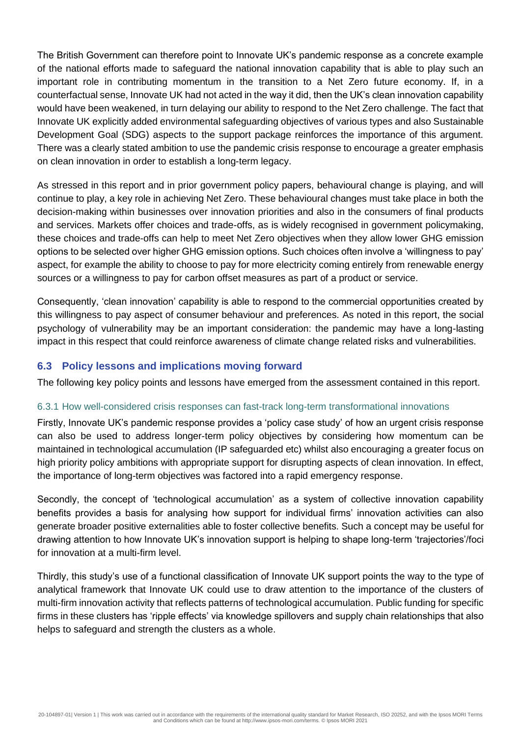The British Government can therefore point to Innovate UK's pandemic response as a concrete example of the national efforts made to safeguard the national innovation capability that is able to play such an important role in contributing momentum in the transition to a Net Zero future economy. If, in a counterfactual sense, Innovate UK had not acted in the way it did, then the UK's clean innovation capability would have been weakened, in turn delaying our ability to respond to the Net Zero challenge. The fact that Innovate UK explicitly added environmental safeguarding objectives of various types and also Sustainable Development Goal (SDG) aspects to the support package reinforces the importance of this argument. There was a clearly stated ambition to use the pandemic crisis response to encourage a greater emphasis on clean innovation in order to establish a long-term legacy.

As stressed in this report and in prior government policy papers, behavioural change is playing, and will continue to play, a key role in achieving Net Zero. These behavioural changes must take place in both the decision-making within businesses over innovation priorities and also in the consumers of final products and services. Markets offer choices and trade-offs, as is widely recognised in government policymaking, these choices and trade-offs can help to meet Net Zero objectives when they allow lower GHG emission options to be selected over higher GHG emission options. Such choices often involve a 'willingness to pay' aspect, for example the ability to choose to pay for more electricity coming entirely from renewable energy sources or a willingness to pay for carbon offset measures as part of a product or service.

Consequently, 'clean innovation' capability is able to respond to the commercial opportunities created by this willingness to pay aspect of consumer behaviour and preferences. As noted in this report, the social psychology of vulnerability may be an important consideration: the pandemic may have a long-lasting impact in this respect that could reinforce awareness of climate change related risks and vulnerabilities.

## 6.3 Policy lessons and implications moving forward

The following key policy points and lessons have emerged from the assessment contained in this report.

### 6.3.1 How well-considered crisis responses can fast-track long-term transformational innovations

Firstly, Innovate UK's pandemic response provides a 'policy case study' of how an urgent crisis response can also be used to address longer-term policy objectives by considering how momentum can be maintained in technological accumulation (IP safeguarded etc) whilst also encouraging a greater focus on high priority policy ambitions with appropriate support for disrupting aspects of clean innovation. In effect, the importance of long-term objectives was factored into a rapid emergency response.

Secondly, the concept of 'technological accumulation' as a system of collective innovation capability benefits provides a basis for analysing how support for individual firms' innovation activities can also generate broader positive externalities able to foster collective benefits. Such a concept may be useful for drawing attention to how Innovate UK's innovation support is helping to shape long-term 'trajectories'/foci for innovation at a multi-firm level.

Thirdly, this study's use of a functional classification of Innovate UK support points the way to the type of analytical framework that Innovate UK could use to draw attention to the importance of the clusters of multi-firm innovation activity that reflects patterns of technological accumulation. Public funding for specific firms in these clusters has 'ripple effects' via knowledge spillovers and supply chain relationships that also helps to safeguard and strength the clusters as a whole.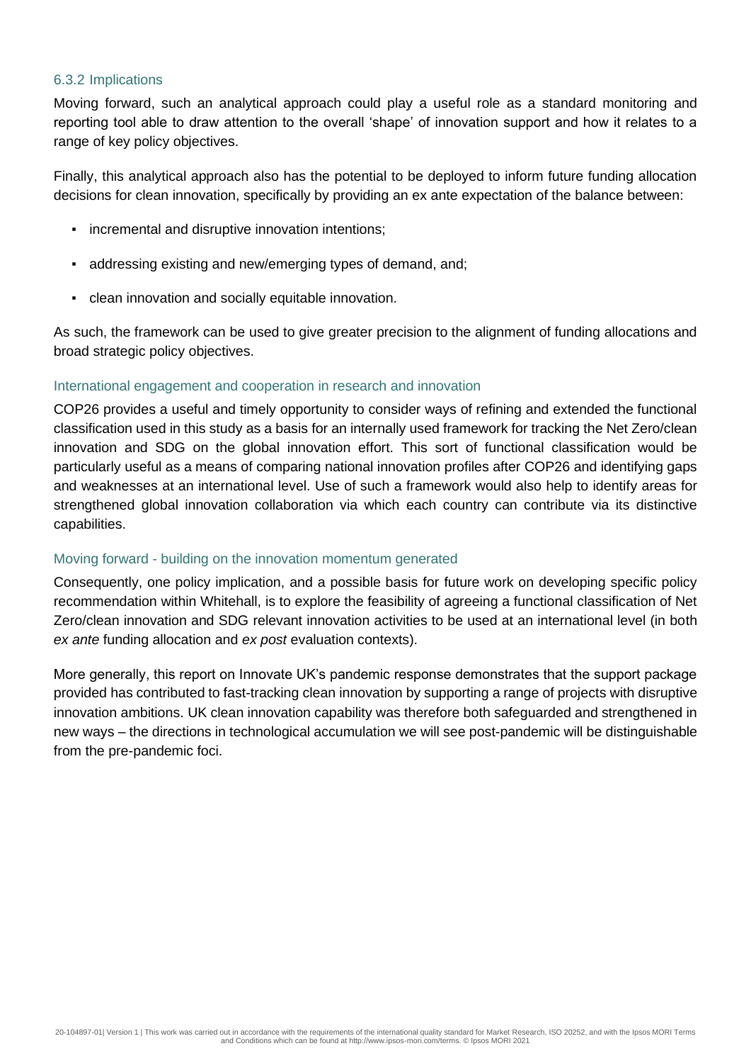### 6.3.2 Implications

Moving forward, such an analytical approach could play a useful role as a standard monitoring and reporting tool able to draw attention to the overall 'shape' of innovation support and how it relates to a range of key policy objectives.

Finally, this analytical approach also has the potential to be deployed to inform future funding allocation decisions for clean innovation, specifically by providing an ex ante expectation of the balance between:

- incremental and disruptive innovation intentions;
- addressing existing and new/emerging types of demand, and;
- clean innovation and socially equitable innovation.

As such, the framework can be used to give greater precision to the alignment of funding allocations and broad strategic policy objectives.

#### International engagement and cooperation in research and innovation

COP26 provides a useful and timely opportunity to consider ways of refining and extended the functional classification used in this study as a basis for an internally used framework for tracking the Net Zero/clean innovation and SDG on the global innovation effort. This sort of functional classification would be particularly useful as a means of comparing national innovation profiles after COP26 and identifying gaps and weaknesses at an international level. Use of such a framework would also help to identify areas for strengthened global innovation collaboration via which each country can contribute via its distinctive capabilities.

#### Moving forward - building on the innovation momentum generated

Consequently, one policy implication, and a possible basis for future work on developing specific policy recommendation within Whitehall, is to explore the feasibility of agreeing a functional classification of Net Zero/clean innovation and SDG relevant innovation activities to be used at an international level (in both *ex ante* funding allocation and *ex post* evaluation contexts).

More generally, this report on Innovate UK's pandemic response demonstrates that the support package provided has contributed to fast-tracking clean innovation by supporting a range of projects with disruptive innovation ambitions. UK clean innovation capability was therefore both safeguarded and strengthened in new ways – the directions in technological accumulation we will see post-pandemic will be distinguishable from the pre-pandemic foci.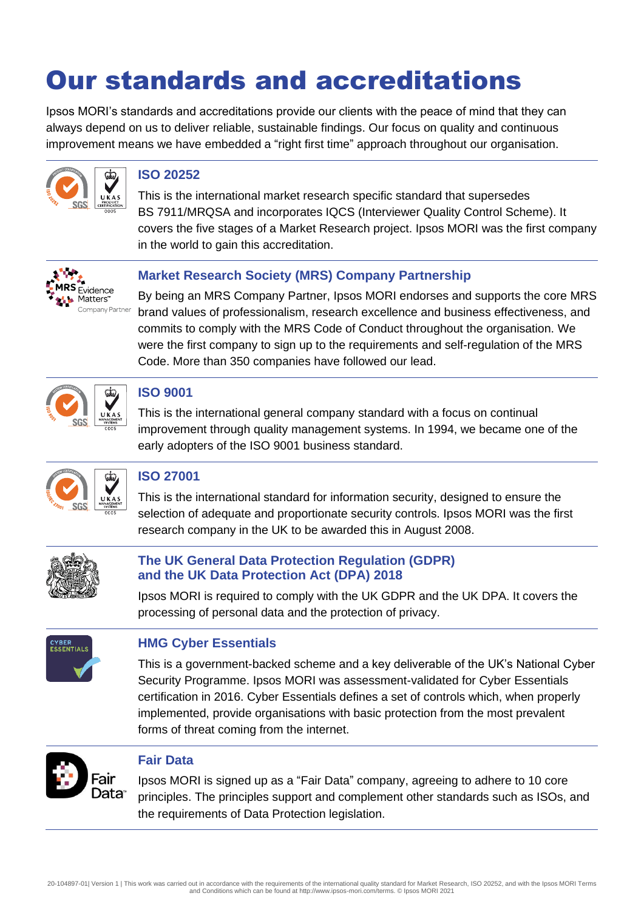# Our standards and accreditations

Ipsos MORI's standards and accreditations provide our clients with the peace of mind that they can always depend on us to deliver reliable, sustainable findings. Our focus on quality and continuous improvement means we have embedded a "right first time" approach throughout our organisation.

### ISO 20252

This is the international market research specific standard that supersedes BS 7911/MRQSA and incorporates IQCS (Interviewer Quality Control Scheme). It covers the five stages of a Market Research project. Ipsos MORI was the first company in the world to gain this accreditation.

### Market Research Society (MRS) Company Partnership

By being an MRS Company Partner, Ipsos MORI endorses and supports the core MRS brand values of professionalism, research excellence and business effectiveness, and commits to comply with the MRS Code of Conduct throughout the organisation. We were the first company to sign up to the requirements and self-regulation of the MRS Code. More than 350 companies have followed our lead.

### ISO 9001

This is the international general company standard with a focus on continual improvement through quality management systems. In 1994, we became one of the early adopters of the ISO 9001 business standard.

### ISO 27001

This is the international standard for information security, designed to ensure the selection of adequate and proportionate security controls. Ipsos MORI was the first research company in the UK to be awarded this in August 2008.

### The UK General Data Protection Regulation (GDPR) and the UK Data Protection Act (DPA) 2018

Ipsos MORI is required to comply with the UK GDPR and the UK DPA. It covers the processing of personal data and the protection of privacy.

### HMG Cyber Essentials

This is a government-backed scheme and a key deliverable of the UK's National Cyber Security Programme. Ipsos MORI was assessment-validated for Cyber Essentials certification in 2016. Cyber Essentials defines a set of controls which, when properly implemented, provide organisations with basic protection from the most prevalent forms of threat coming from the internet.

### Fair Data

Ipsos MORI is signed up as a "Fair Data" company, agreeing to adhere to 10 core principles. The principles support and complement other standards such as ISOs, and the requirements of Data Protection legislation.

20-104897-01| Version 1 | This work was carried out in accordance with the requirements of the international quality standard for Market Research, ISO 20252, and with the Ipsos MORI Terms and Conditions which can be found at http://www.ipsos-mori.com/terms. © Ipsos MORI 2021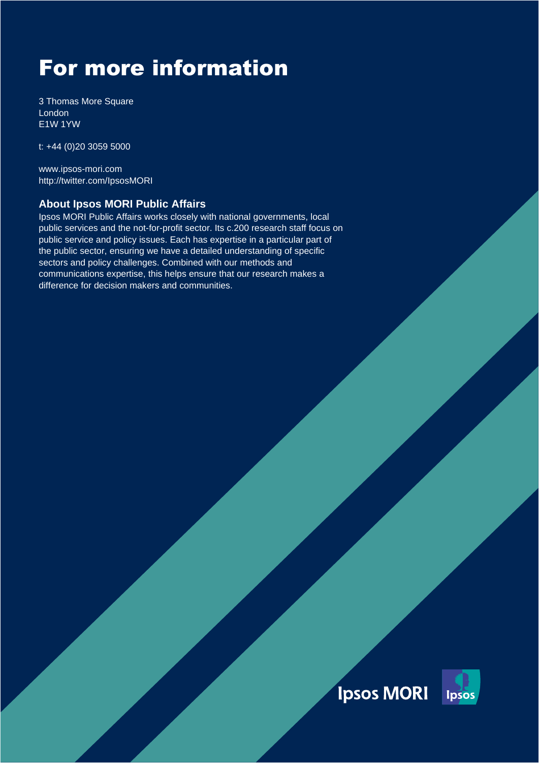# For more information

3 Thomas More Square
London
E1W 1YW

t: +44 (0)20 3059 5000

www.ipsos-mori.com
http://twitter.com/IpsosMORI

### About Ipsos MORI Public Affairs

Ipsos MORI Public Affairs works closely with national governments, local public services and the not-for-profit sector. Its c.200 research staff focus on public service and policy issues. Each has expertise in a particular part of the public sector, ensuring we have a detailed understanding of specific sectors and policy challenges. Combined with our methods and communications expertise, this helps ensure that our research makes a difference for decision makers and communities.

Ipsos MORI

Ipsos